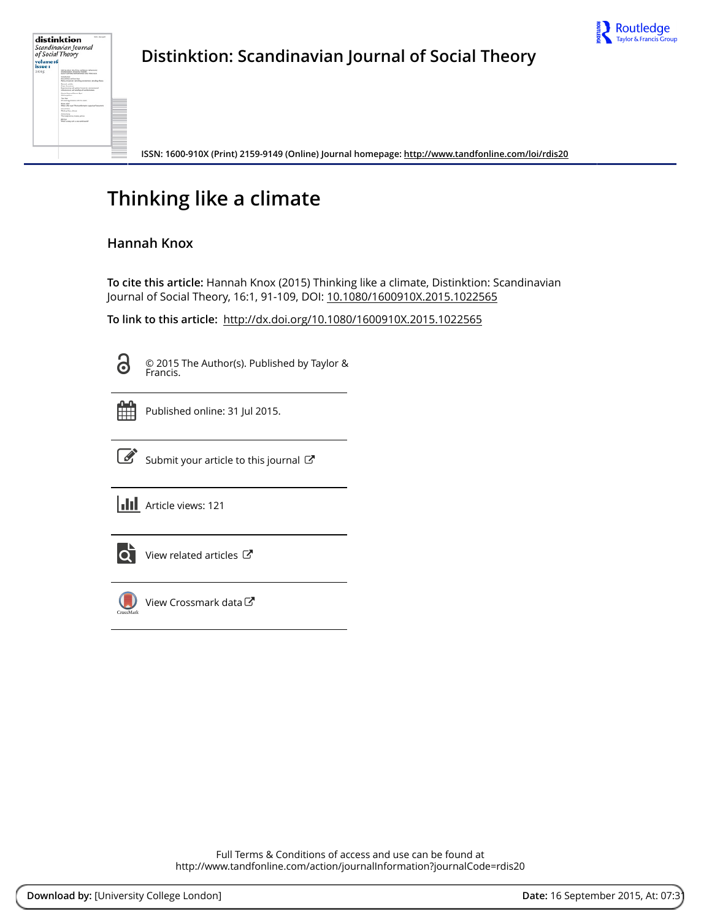# Distinktion: Scandinavian Journal of Social Theory

ISSN: 1600-910X (Print) 2159-9149 (Online) Journal homepage: http://www.tandfonline.com/loi/rdis20

## Thinking like a climate

### Hannah Knox

**To cite this article:** Hannah Knox (2015) Thinking like a climate, Distinktion: Scandinavian Journal of Social Theory, 16:1, 91-109, DOI: 10.1080/1600910X.2015.1022565

**To link to this article:** http://dx.doi.org/10.1080/1600910X.2015.1022565

© 2015 The Author(s). Published by Taylor & Francis.

Published online: 31 Jul 2015.

Submit your article to this journal

Article views: 121

View related articles

View Crossmark data

Full Terms & Conditions of access and use can be found at
http://www.tandfonline.com/action/journalInformation?journalCode=rdis20

**Download by:** [University College London] **Date:** 16 September 2015, At: 07:31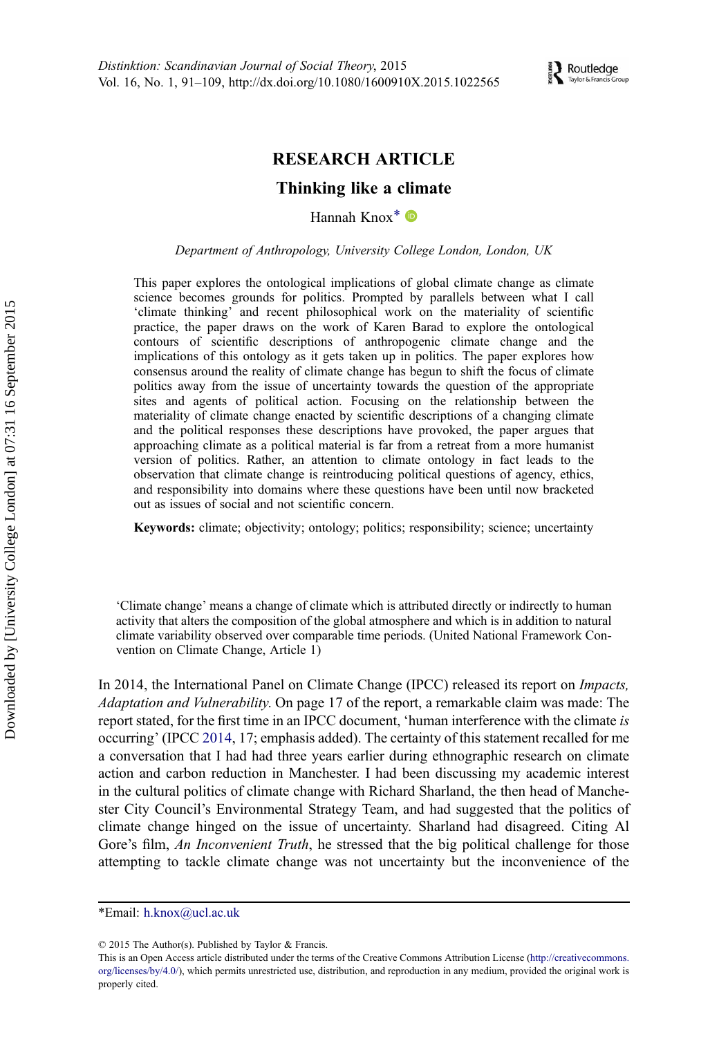# RESEARCH ARTICLE

## Thinking like a climate

Hannah Knox*

*Department of Anthropology, University College London, London, UK*

This paper explores the ontological implications of global climate change as climate science becomes grounds for politics. Prompted by parallels between what I call 'climate thinking' and recent philosophical work on the materiality of scientific practice, the paper draws on the work of Karen Barad to explore the ontological contours of scientific descriptions of anthropogenic climate change and the implications of this ontology as it gets taken up in politics. The paper explores how consensus around the reality of climate change has begun to shift the focus of climate politics away from the issue of uncertainty towards the question of the appropriate sites and agents of political action. Focusing on the relationship between the materiality of climate change enacted by scientific descriptions of a changing climate and the political responses these descriptions have provoked, the paper argues that approaching climate as a political material is far from a retreat from a more humanist version of politics. Rather, an attention to climate ontology in fact leads to the observation that climate change is reintroducing political questions of agency, ethics, and responsibility into domains where these questions have been until now bracketed out as issues of social and not scientific concern.

**Keywords:** climate; objectivity; ontology; politics; responsibility; science; uncertainty

> 'Climate change' means a change of climate which is attributed directly or indirectly to human activity that alters the composition of the global atmosphere and which is in addition to natural climate variability observed over comparable time periods. (United National Framework Convention on Climate Change, Article 1)

In 2014, the International Panel on Climate Change (IPCC) released its report on *Impacts, Adaptation and Vulnerability*. On page 17 of the report, a remarkable claim was made: The report stated, for the first time in an IPCC document, 'human interference with the climate *is* occurring' (IPCC 2014, 17; emphasis added). The certainty of this statement recalled for me a conversation that I had had three years earlier during ethnographic research on climate action and carbon reduction in Manchester. I had been discussing my academic interest in the cultural politics of climate change with Richard Sharland, the then head of Manchester City Council's Environmental Strategy Team, and had suggested that the politics of climate change hinged on the issue of uncertainty. Sharland had disagreed. Citing Al Gore's film, *An Inconvenient Truth*, he stressed that the big political challenge for those attempting to tackle climate change was not uncertainty but the inconvenience of the

---

*Email: h.knox@ucl.ac.uk

© 2015 The Author(s). Published by Taylor & Francis.
This is an Open Access article distributed under the terms of the Creative Commons Attribution License (http://creativecommons.org/licenses/by/4.0/), which permits unrestricted use, distribution, and reproduction in any medium, provided the original work is properly cited.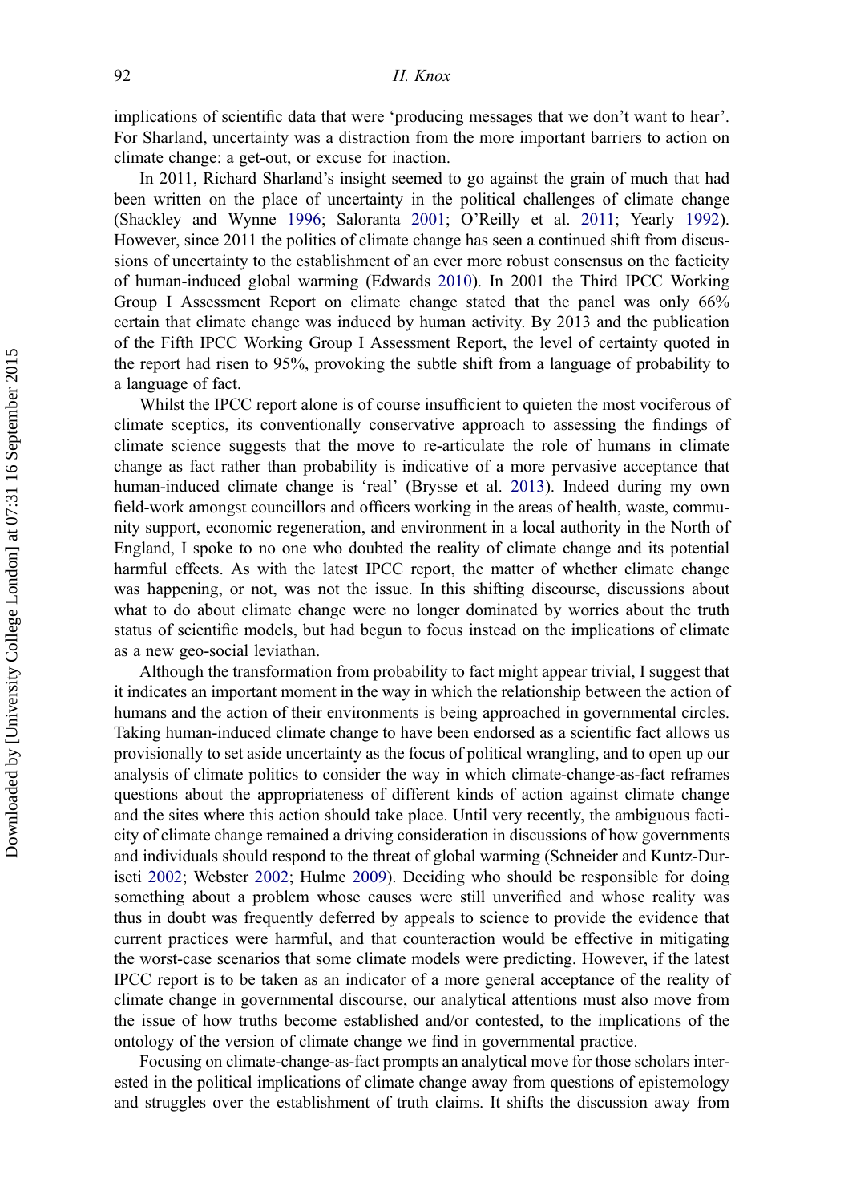implications of scientific data that were 'producing messages that we don't want to hear'. For Sharland, uncertainty was a distraction from the more important barriers to action on climate change: a get-out, or excuse for inaction.

In 2011, Richard Sharland's insight seemed to go against the grain of much that had been written on the place of uncertainty in the political challenges of climate change (Shackley and Wynne 1996; Saloranta 2001; O'Reilly et al. 2011; Yearly 1992). However, since 2011 the politics of climate change has seen a continued shift from discussions of uncertainty to the establishment of an ever more robust consensus on the facticity of human-induced global warming (Edwards 2010). In 2001 the Third IPCC Working Group I Assessment Report on climate change stated that the panel was only 66% certain that climate change was induced by human activity. By 2013 and the publication of the Fifth IPCC Working Group I Assessment Report, the level of certainty quoted in the report had risen to 95%, provoking the subtle shift from a language of probability to a language of fact.

Whilst the IPCC report alone is of course insufficient to quieten the most vociferous of climate sceptics, its conventionally conservative approach to assessing the findings of climate science suggests that the move to re-articulate the role of humans in climate change as fact rather than probability is indicative of a more pervasive acceptance that human-induced climate change is 'real' (Brysse et al. 2013). Indeed during my own field-work amongst councillors and officers working in the areas of health, waste, community support, economic regeneration, and environment in a local authority in the North of England, I spoke to no one who doubted the reality of climate change and its potential harmful effects. As with the latest IPCC report, the matter of whether climate change was happening, or not, was not the issue. In this shifting discourse, discussions about what to do about climate change were no longer dominated by worries about the truth status of scientific models, but had begun to focus instead on the implications of climate as a new geo-social leviathan.

Although the transformation from probability to fact might appear trivial, I suggest that it indicates an important moment in the way in which the relationship between the action of humans and the action of their environments is being approached in governmental circles. Taking human-induced climate change to have been endorsed as a scientific fact allows us provisionally to set aside uncertainty as the focus of political wrangling, and to open up our analysis of climate politics to consider the way in which climate-change-as-fact reframes questions about the appropriateness of different kinds of action against climate change and the sites where this action should take place. Until very recently, the ambiguous facticity of climate change remained a driving consideration in discussions of how governments and individuals should respond to the threat of global warming (Schneider and Kuntz-Duriseti 2002; Webster 2002; Hulme 2009). Deciding who should be responsible for doing something about a problem whose causes were still unverified and whose reality was thus in doubt was frequently deferred by appeals to science to provide the evidence that current practices were harmful, and that counteraction would be effective in mitigating the worst-case scenarios that some climate models were predicting. However, if the latest IPCC report is to be taken as an indicator of a more general acceptance of the reality of climate change in governmental discourse, our analytical attentions must also move from the issue of how truths become established and/or contested, to the implications of the ontology of the version of climate change we find in governmental practice.

Focusing on climate-change-as-fact prompts an analytical move for those scholars interested in the political implications of climate change away from questions of epistemology and struggles over the establishment of truth claims. It shifts the discussion away from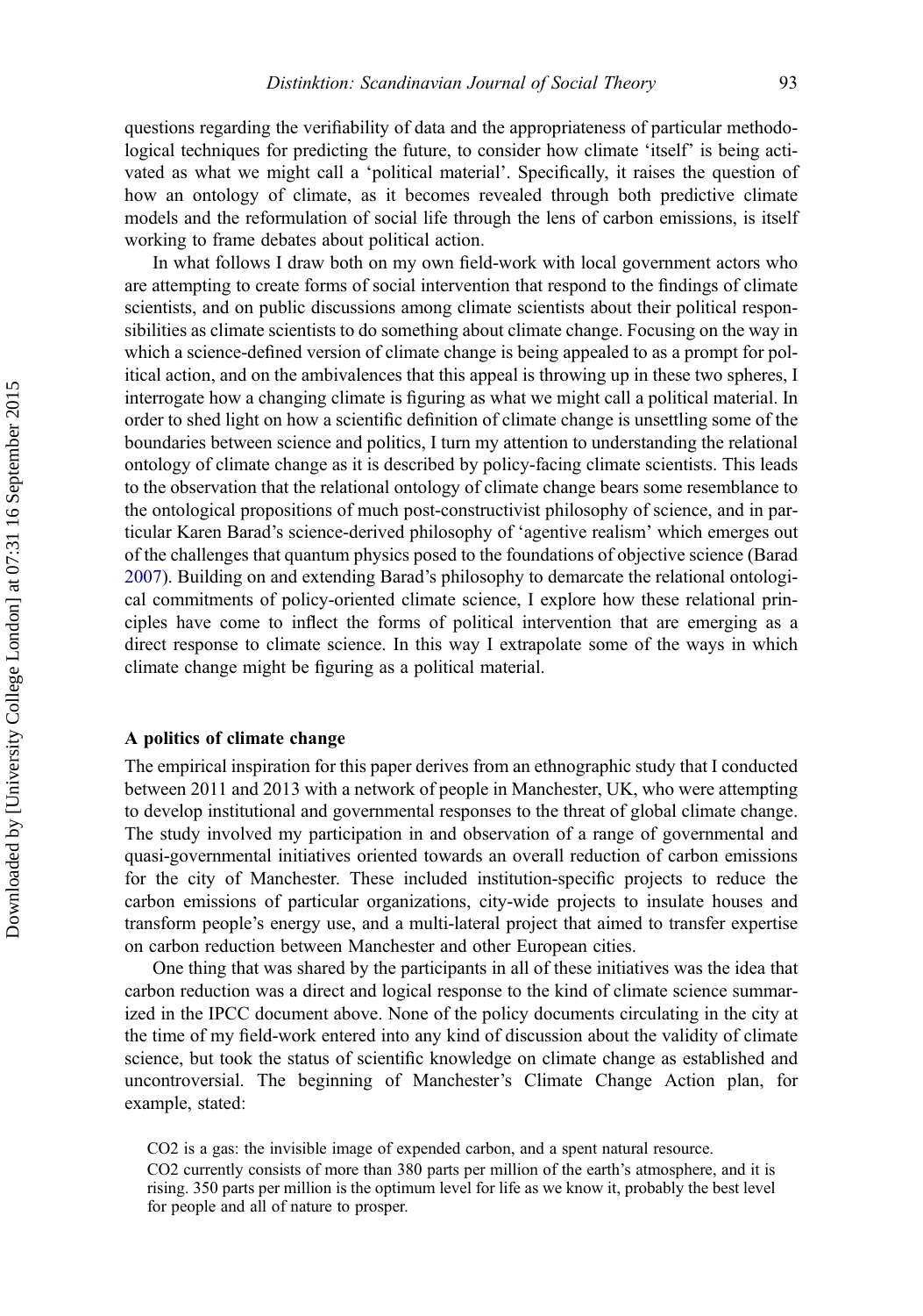questions regarding the verifiability of data and the appropriateness of particular methodological techniques for predicting the future, to consider how climate 'itself' is being activated as what we might call a 'political material'. Specifically, it raises the question of how an ontology of climate, as it becomes revealed through both predictive climate models and the reformulation of social life through the lens of carbon emissions, is itself working to frame debates about political action.

In what follows I draw both on my own field-work with local government actors who are attempting to create forms of social intervention that respond to the findings of climate scientists, and on public discussions among climate scientists about their political responsibilities as climate scientists to do something about climate change. Focusing on the way in which a science-defined version of climate change is being appealed to as a prompt for political action, and on the ambivalences that this appeal is throwing up in these two spheres, I interrogate how a changing climate is figuring as what we might call a political material. In order to shed light on how a scientific definition of climate change is unsettling some of the boundaries between science and politics, I turn my attention to understanding the relational ontology of climate change as it is described by policy-facing climate scientists. This leads to the observation that the relational ontology of climate change bears some resemblance to the ontological propositions of much post-constructivist philosophy of science, and in particular Karen Barad's science-derived philosophy of 'agentive realism' which emerges out of the challenges that quantum physics posed to the foundations of objective science (Barad 2007). Building on and extending Barad's philosophy to demarcate the relational ontological commitments of policy-oriented climate science, I explore how these relational principles have come to inflect the forms of political intervention that are emerging as a direct response to climate science. In this way I extrapolate some of the ways in which climate change might be figuring as a political material.

## A politics of climate change

The empirical inspiration for this paper derives from an ethnographic study that I conducted between 2011 and 2013 with a network of people in Manchester, UK, who were attempting to develop institutional and governmental responses to the threat of global climate change. The study involved my participation in and observation of a range of governmental and quasi-governmental initiatives oriented towards an overall reduction of carbon emissions for the city of Manchester. These included institution-specific projects to reduce the carbon emissions of particular organizations, city-wide projects to insulate houses and transform people's energy use, and a multi-lateral project that aimed to transfer expertise on carbon reduction between Manchester and other European cities.

One thing that was shared by the participants in all of these initiatives was the idea that carbon reduction was a direct and logical response to the kind of climate science summarized in the IPCC document above. None of the policy documents circulating in the city at the time of my field-work entered into any kind of discussion about the validity of climate science, but took the status of scientific knowledge on climate change as established and uncontroversial. The beginning of Manchester's Climate Change Action plan, for example, stated:

> $CO_2$ is a gas: the invisible image of expended carbon, and a spent natural resource.
>
> $CO_2$ currently consists of more than 380 parts per million of the earth's atmosphere, and it is rising. 350 parts per million is the optimum level for life as we know it, probably the best level for people and all of nature to prosper.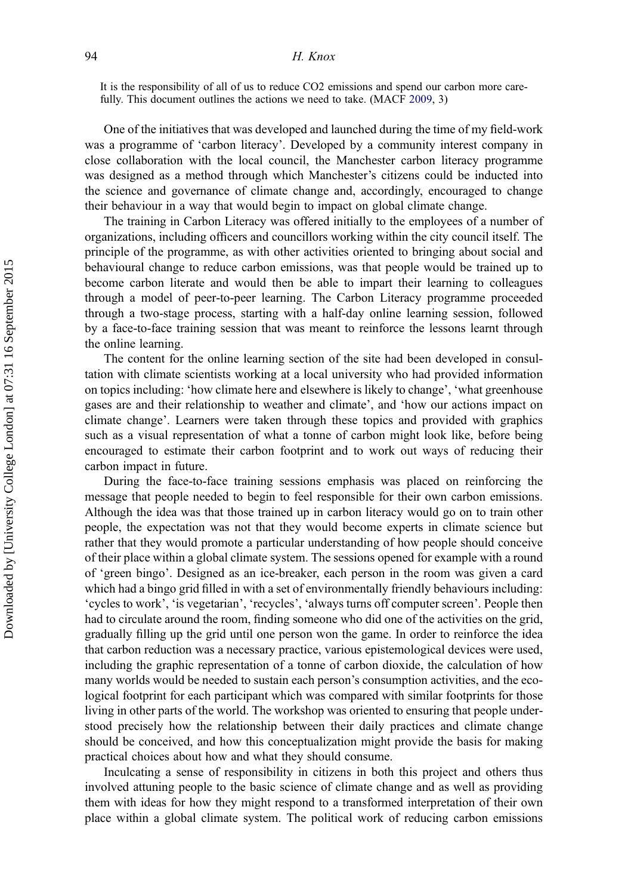It is the responsibility of all of us to reduce $CO_2$ emissions and spend our carbon more carefully. This document outlines the actions we need to take. (MACF 2009, 3)

One of the initiatives that was developed and launched during the time of my field-work was a programme of 'carbon literacy'. Developed by a community interest company in close collaboration with the local council, the Manchester carbon literacy programme was designed as a method through which Manchester's citizens could be inducted into the science and governance of climate change and, accordingly, encouraged to change their behaviour in a way that would begin to impact on global climate change.

The training in Carbon Literacy was offered initially to the employees of a number of organizations, including officers and councillors working within the city council itself. The principle of the programme, as with other activities oriented to bringing about social and behavioural change to reduce carbon emissions, was that people would be trained up to become carbon literate and would then be able to impart their learning to colleagues through a model of peer-to-peer learning. The Carbon Literacy programme proceeded through a two-stage process, starting with a half-day online learning session, followed by a face-to-face training session that was meant to reinforce the lessons learnt through the online learning.

The content for the online learning section of the site had been developed in consultation with climate scientists working at a local university who had provided information on topics including: 'how climate here and elsewhere is likely to change', 'what greenhouse gases are and their relationship to weather and climate', and 'how our actions impact on climate change'. Learners were taken through these topics and provided with graphics such as a visual representation of what a tonne of carbon might look like, before being encouraged to estimate their carbon footprint and to work out ways of reducing their carbon impact in future.

During the face-to-face training sessions emphasis was placed on reinforcing the message that people needed to begin to feel responsible for their own carbon emissions. Although the idea was that those trained up in carbon literacy would go on to train other people, the expectation was not that they would become experts in climate science but rather that they would promote a particular understanding of how people should conceive of their place within a global climate system. The sessions opened for example with a round of 'green bingo'. Designed as an ice-breaker, each person in the room was given a card which had a bingo grid filled in with a set of environmentally friendly behaviours including: 'cycles to work', 'is vegetarian', 'recycles', 'always turns off computer screen'. People then had to circulate around the room, finding someone who did one of the activities on the grid, gradually filling up the grid until one person won the game. In order to reinforce the idea that carbon reduction was a necessary practice, various epistemological devices were used, including the graphic representation of a tonne of carbon dioxide, the calculation of how many worlds would be needed to sustain each person's consumption activities, and the ecological footprint for each participant which was compared with similar footprints for those living in other parts of the world. The workshop was oriented to ensuring that people understood precisely how the relationship between their daily practices and climate change should be conceived, and how this conceptualization might provide the basis for making practical choices about how and what they should consume.

Inculcating a sense of responsibility in citizens in both this project and others thus involved attuning people to the basic science of climate change and as well as providing them with ideas for how they might respond to a transformed interpretation of their own place within a global climate system. The political work of reducing carbon emissions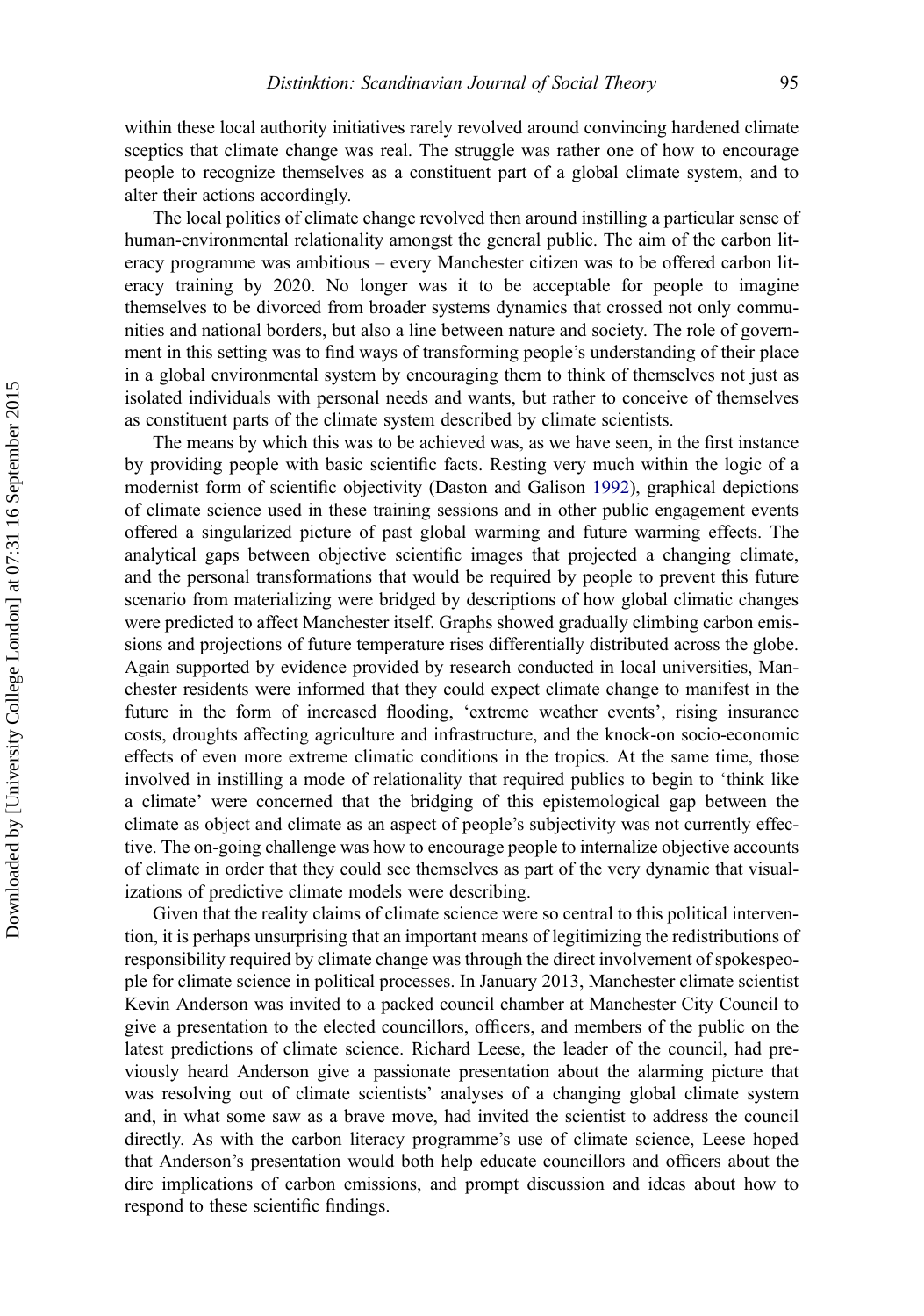within these local authority initiatives rarely revolved around convincing hardened climate sceptics that climate change was real. The struggle was rather one of how to encourage people to recognize themselves as a constituent part of a global climate system, and to alter their actions accordingly.

The local politics of climate change revolved then around instilling a particular sense of human-environmental relationality amongst the general public. The aim of the carbon literacy programme was ambitious – every Manchester citizen was to be offered carbon literacy training by 2020. No longer was it to be acceptable for people to imagine themselves to be divorced from broader systems dynamics that crossed not only communities and national borders, but also a line between nature and society. The role of government in this setting was to find ways of transforming people's understanding of their place in a global environmental system by encouraging them to think of themselves not just as isolated individuals with personal needs and wants, but rather to conceive of themselves as constituent parts of the climate system described by climate scientists.

The means by which this was to be achieved was, as we have seen, in the first instance by providing people with basic scientific facts. Resting very much within the logic of a modernist form of scientific objectivity (Daston and Galison 1992), graphical depictions of climate science used in these training sessions and in other public engagement events offered a singularized picture of past global warming and future warming effects. The analytical gaps between objective scientific images that projected a changing climate, and the personal transformations that would be required by people to prevent this future scenario from materializing were bridged by descriptions of how global climatic changes were predicted to affect Manchester itself. Graphs showed gradually climbing carbon emissions and projections of future temperature rises differentially distributed across the globe. Again supported by evidence provided by research conducted in local universities, Manchester residents were informed that they could expect climate change to manifest in the future in the form of increased flooding, 'extreme weather events', rising insurance costs, droughts affecting agriculture and infrastructure, and the knock-on socio-economic effects of even more extreme climatic conditions in the tropics. At the same time, those involved in instilling a mode of relationality that required publics to begin to 'think like a climate' were concerned that the bridging of this epistemological gap between the climate as object and climate as an aspect of people's subjectivity was not currently effective. The on-going challenge was how to encourage people to internalize objective accounts of climate in order that they could see themselves as part of the very dynamic that visualizations of predictive climate models were describing.

Given that the reality claims of climate science were so central to this political intervention, it is perhaps unsurprising that an important means of legitimizing the redistributions of responsibility required by climate change was through the direct involvement of spokespeople for climate science in political processes. In January 2013, Manchester climate scientist Kevin Anderson was invited to a packed council chamber at Manchester City Council to give a presentation to the elected councillors, officers, and members of the public on the latest predictions of climate science. Richard Leese, the leader of the council, had previously heard Anderson give a passionate presentation about the alarming picture that was resolving out of climate scientists' analyses of a changing global climate system and, in what some saw as a brave move, had invited the scientist to address the council directly. As with the carbon literacy programme's use of climate science, Leese hoped that Anderson's presentation would both help educate councillors and officers about the dire implications of carbon emissions, and prompt discussion and ideas about how to respond to these scientific findings.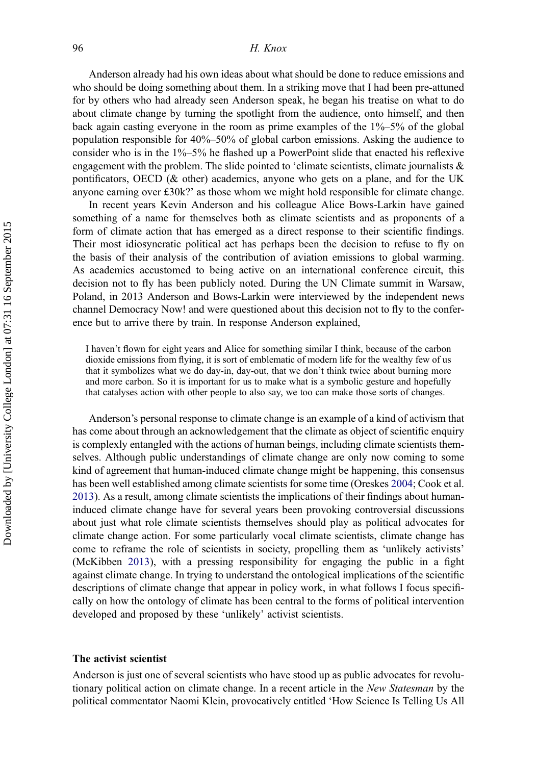Anderson already had his own ideas about what should be done to reduce emissions and who should be doing something about them. In a striking move that I had been pre-attuned for by others who had already seen Anderson speak, he began his treatise on what to do about climate change by turning the spotlight from the audience, onto himself, and then back again casting everyone in the room as prime examples of the 1%–5% of the global population responsible for 40%–50% of global carbon emissions. Asking the audience to consider who is in the 1%–5% he flashed up a PowerPoint slide that enacted his reflexive engagement with the problem. The slide pointed to 'climate scientists, climate journalists & pontificators, OECD (& other) academics, anyone who gets on a plane, and for the UK anyone earning over £30k?' as those whom we might hold responsible for climate change.

In recent years Kevin Anderson and his colleague Alice Bows-Larkin have gained something of a name for themselves both as climate scientists and as proponents of a form of climate action that has emerged as a direct response to their scientific findings. Their most idiosyncratic political act has perhaps been the decision to refuse to fly on the basis of their analysis of the contribution of aviation emissions to global warming. As academics accustomed to being active on an international conference circuit, this decision not to fly has been publicly noted. During the UN Climate summit in Warsaw, Poland, in 2013 Anderson and Bows-Larkin were interviewed by the independent news channel Democracy Now! and were questioned about this decision not to fly to the conference but to arrive there by train. In response Anderson explained,

> I haven't flown for eight years and Alice for something similar I think, because of the carbon dioxide emissions from flying, it is sort of emblematic of modern life for the wealthy few of us that it symbolizes what we do day-in, day-out, that we don't think twice about burning more and more carbon. So it is important for us to make what is a symbolic gesture and hopefully that catalyses action with other people to also say, we too can make those sorts of changes.

Anderson's personal response to climate change is an example of a kind of activism that has come about through an acknowledgement that the climate as object of scientific enquiry is complexly entangled with the actions of human beings, including climate scientists themselves. Although public understandings of climate change are only now coming to some kind of agreement that human-induced climate change might be happening, this consensus has been well established among climate scientists for some time (Oreskes 2004; Cook et al. 2013). As a result, among climate scientists the implications of their findings about human-induced climate change have for several years been provoking controversial discussions about just what role climate scientists themselves should play as political advocates for climate change action. For some particularly vocal climate scientists, climate change has come to reframe the role of scientists in society, propelling them as 'unlikely activists' (McKibben 2013), with a pressing responsibility for engaging the public in a fight against climate change. In trying to understand the ontological implications of the scientific descriptions of climate change that appear in policy work, in what follows I focus specifically on how the ontology of climate has been central to the forms of political intervention developed and proposed by these 'unlikely' activist scientists.

### The activist scientist

Anderson is just one of several scientists who have stood up as public advocates for revolutionary political action on climate change. In a recent article in the *New Statesman* by the political commentator Naomi Klein, provocatively entitled 'How Science Is Telling Us All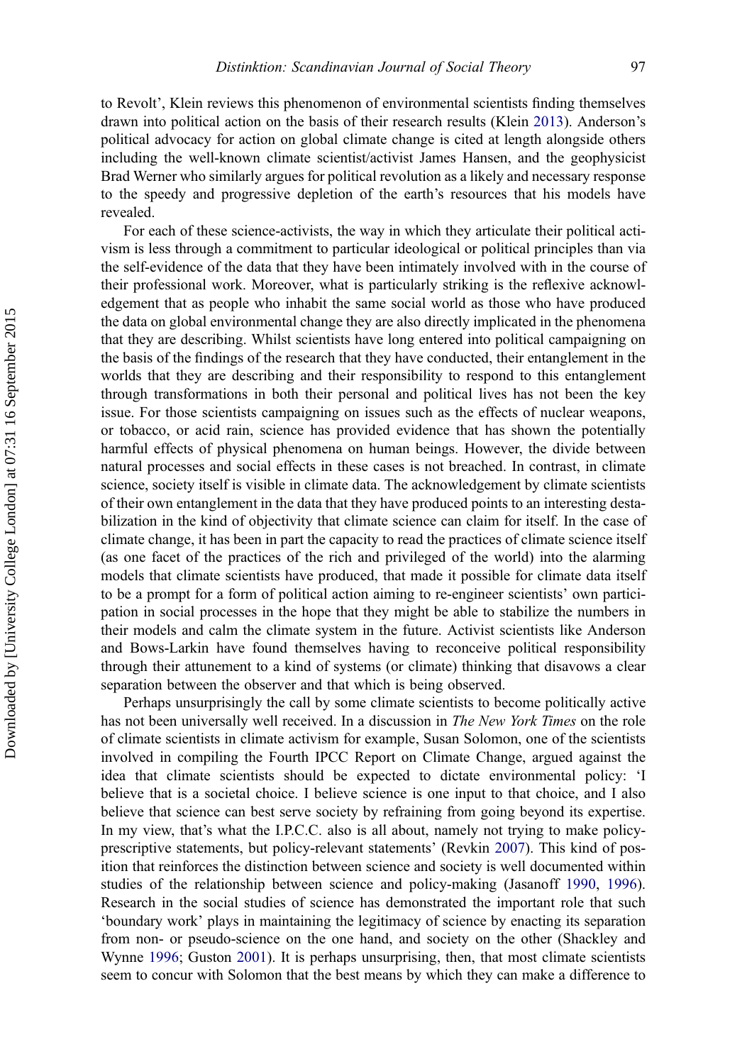to Revolt', Klein reviews this phenomenon of environmental scientists finding themselves drawn into political action on the basis of their research results (Klein 2013). Anderson's political advocacy for action on global climate change is cited at length alongside others including the well-known climate scientist/activist James Hansen, and the geophysicist Brad Werner who similarly argues for political revolution as a likely and necessary response to the speedy and progressive depletion of the earth's resources that his models have revealed.

For each of these science-activists, the way in which they articulate their political activism is less through a commitment to particular ideological or political principles than via the self-evidence of the data that they have been intimately involved with in the course of their professional work. Moreover, what is particularly striking is the reflexive acknowledgement that as people who inhabit the same social world as those who have produced the data on global environmental change they are also directly implicated in the phenomena that they are describing. Whilst scientists have long entered into political campaigning on the basis of the findings of the research that they have conducted, their entanglement in the worlds that they are describing and their responsibility to respond to this entanglement through transformations in both their personal and political lives has not been the key issue. For those scientists campaigning on issues such as the effects of nuclear weapons, or tobacco, or acid rain, science has provided evidence that has shown the potentially harmful effects of physical phenomena on human beings. However, the divide between natural processes and social effects in these cases is not breached. In contrast, in climate science, society itself is visible in climate data. The acknowledgement by climate scientists of their own entanglement in the data that they have produced points to an interesting destabilization in the kind of objectivity that climate science can claim for itself. In the case of climate change, it has been in part the capacity to read the practices of climate science itself (as one facet of the practices of the rich and privileged of the world) into the alarming models that climate scientists have produced, that made it possible for climate data itself to be a prompt for a form of political action aiming to re-engineer scientists' own participation in social processes in the hope that they might be able to stabilize the numbers in their models and calm the climate system in the future. Activist scientists like Anderson and Bows-Larkin have found themselves having to reconceive political responsibility through their attunement to a kind of systems (or climate) thinking that disavows a clear separation between the observer and that which is being observed.

Perhaps unsurprisingly the call by some climate scientists to become politically active has not been universally well received. In a discussion in *The New York Times* on the role of climate scientists in climate activism for example, Susan Solomon, one of the scientists involved in compiling the Fourth IPCC Report on Climate Change, argued against the idea that climate scientists should be expected to dictate environmental policy: 'I believe that is a societal choice. I believe science is one input to that choice, and I also believe that science can best serve society by refraining from going beyond its expertise. In my view, that's what the I.P.C.C. also is all about, namely not trying to make policy-prescriptive statements, but policy-relevant statements' (Revkin 2007). This kind of position that reinforces the distinction between science and society is well documented within studies of the relationship between science and policy-making (Jasanoff 1990, 1996). Research in the social studies of science has demonstrated the important role that such 'boundary work' plays in maintaining the legitimacy of science by enacting its separation from non- or pseudo-science on the one hand, and society on the other (Shackley and Wynne 1996; Guston 2001). It is perhaps unsurprising, then, that most climate scientists seem to concur with Solomon that the best means by which they can make a difference to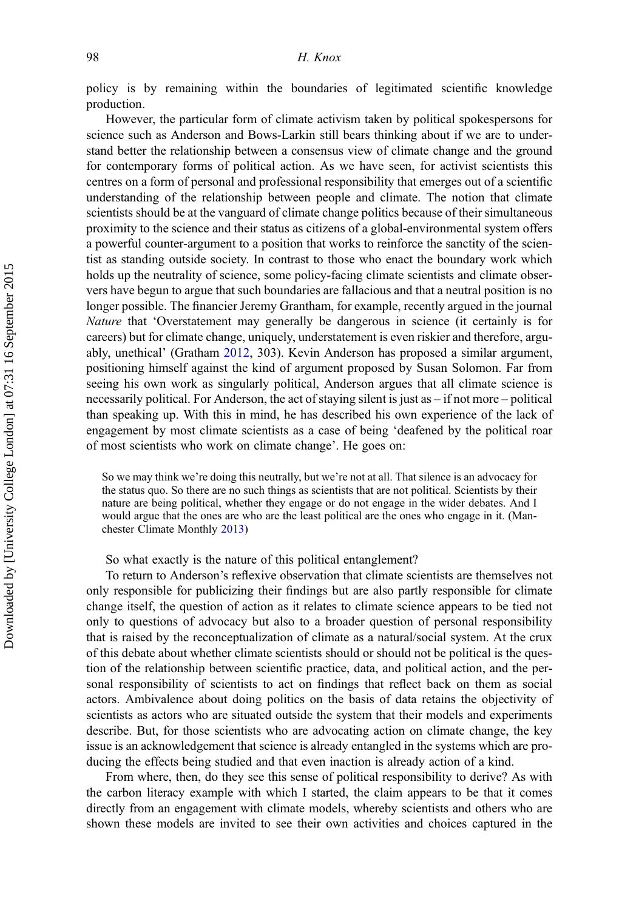policy is by remaining within the boundaries of legitimated scientific knowledge production.

However, the particular form of climate activism taken by political spokespersons for science such as Anderson and Bows-Larkin still bears thinking about if we are to understand better the relationship between a consensus view of climate change and the ground for contemporary forms of political action. As we have seen, for activist scientists this centres on a form of personal and professional responsibility that emerges out of a scientific understanding of the relationship between people and climate. The notion that climate scientists should be at the vanguard of climate change politics because of their simultaneous proximity to the science and their status as citizens of a global-environmental system offers a powerful counter-argument to a position that works to reinforce the sanctity of the scientist as standing outside society. In contrast to those who enact the boundary work which holds up the neutrality of science, some policy-facing climate scientists and climate observers have begun to argue that such boundaries are fallacious and that a neutral position is no longer possible. The financier Jeremy Grantham, for example, recently argued in the journal *Nature* that 'Overstatement may generally be dangerous in science (it certainly is for careers) but for climate change, uniquely, understatement is even riskier and therefore, arguably, unethical' (Gratham 2012, 303). Kevin Anderson has proposed a similar argument, positioning himself against the kind of argument proposed by Susan Solomon. Far from seeing his own work as singularly political, Anderson argues that all climate science is necessarily political. For Anderson, the act of staying silent is just as – if not more – political than speaking up. With this in mind, he has described his own experience of the lack of engagement by most climate scientists as a case of being 'deafened by the political roar of most scientists who work on climate change'. He goes on:

> So we may think we're doing this neutrally, but we're not at all. That silence is an advocacy for the status quo. So there are no such things as scientists that are not political. Scientists by their nature are being political, whether they engage or do not engage in the wider debates. And I would argue that the ones are who are the least political are the ones who engage in it. (Manchester Climate Monthly 2013)

So what exactly is the nature of this political entanglement?

To return to Anderson's reflexive observation that climate scientists are themselves not only responsible for publicizing their findings but are also partly responsible for climate change itself, the question of action as it relates to climate science appears to be tied not only to questions of advocacy but also to a broader question of personal responsibility that is raised by the reconceptualization of climate as a natural/social system. At the crux of this debate about whether climate scientists should or should not be political is the question of the relationship between scientific practice, data, and political action, and the personal responsibility of scientists to act on findings that reflect back on them as social actors. Ambivalence about doing politics on the basis of data retains the objectivity of scientists as actors who are situated outside the system that their models and experiments describe. But, for those scientists who are advocating action on climate change, the key issue is an acknowledgement that science is already entangled in the systems which are producing the effects being studied and that even inaction is already action of a kind.

From where, then, do they see this sense of political responsibility to derive? As with the carbon literacy example with which I started, the claim appears to be that it comes directly from an engagement with climate models, whereby scientists and others who are shown these models are invited to see their own activities and choices captured in the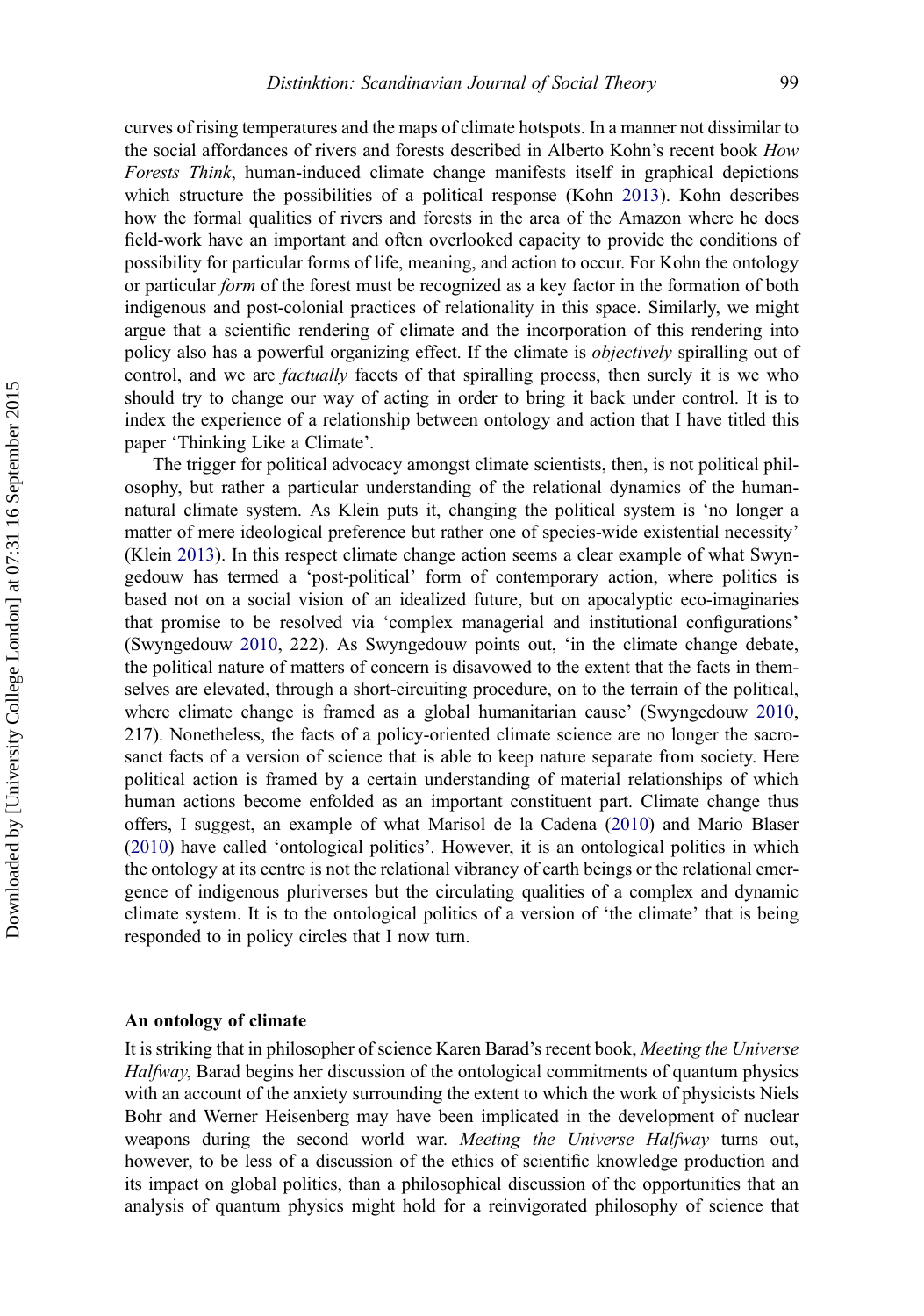curves of rising temperatures and the maps of climate hotspots. In a manner not dissimilar to the social affordances of rivers and forests described in Alberto Kohn's recent book *How Forests Think*, human-induced climate change manifests itself in graphical depictions which structure the possibilities of a political response (Kohn 2013). Kohn describes how the formal qualities of rivers and forests in the area of the Amazon where he does field-work have an important and often overlooked capacity to provide the conditions of possibility for particular forms of life, meaning, and action to occur. For Kohn the ontology or particular *form* of the forest must be recognized as a key factor in the formation of both indigenous and post-colonial practices of relationality in this space. Similarly, we might argue that a scientific rendering of climate and the incorporation of this rendering into policy also has a powerful organizing effect. If the climate is *objectively* spiralling out of control, and we are *factually* facets of that spiralling process, then surely it is we who should try to change our way of acting in order to bring it back under control. It is to index the experience of a relationship between ontology and action that I have titled this paper 'Thinking Like a Climate'.

The trigger for political advocacy amongst climate scientists, then, is not political philosophy, but rather a particular understanding of the relational dynamics of the human-natural climate system. As Klein puts it, changing the political system is 'no longer a matter of mere ideological preference but rather one of species-wide existential necessity' (Klein 2013). In this respect climate change action seems a clear example of what Swyngedouw has termed a 'post-political' form of contemporary action, where politics is based not on a social vision of an idealized future, but on apocalyptic eco-imaginaries that promise to be resolved via 'complex managerial and institutional configurations' (Swyngedouw 2010, 222). As Swyngedouw points out, 'in the climate change debate, the political nature of matters of concern is disavowed to the extent that the facts in themselves are elevated, through a short-circuiting procedure, on to the terrain of the political, where climate change is framed as a global humanitarian cause' (Swyngedouw 2010, 217). Nonetheless, the facts of a policy-oriented climate science are no longer the sacrosanct facts of a version of science that is able to keep nature separate from society. Here political action is framed by a certain understanding of material relationships of which human actions become enfolded as an important constituent part. Climate change thus offers, I suggest, an example of what Marisol de la Cadena (2010) and Mario Blaser (2010) have called 'ontological politics'. However, it is an ontological politics in which the ontology at its centre is not the relational vibrancy of earth beings or the relational emergence of indigenous pluriverses but the circulating qualities of a complex and dynamic climate system. It is to the ontological politics of a version of 'the climate' that is being responded to in policy circles that I now turn.

## An ontology of climate

It is striking that in philosopher of science Karen Barad's recent book, *Meeting the Universe Halfway*, Barad begins her discussion of the ontological commitments of quantum physics with an account of the anxiety surrounding the extent to which the work of physicists Niels Bohr and Werner Heisenberg may have been implicated in the development of nuclear weapons during the second world war. *Meeting the Universe Halfway* turns out, however, to be less of a discussion of the ethics of scientific knowledge production and its impact on global politics, than a philosophical discussion of the opportunities that an analysis of quantum physics might hold for a reinvigorated philosophy of science that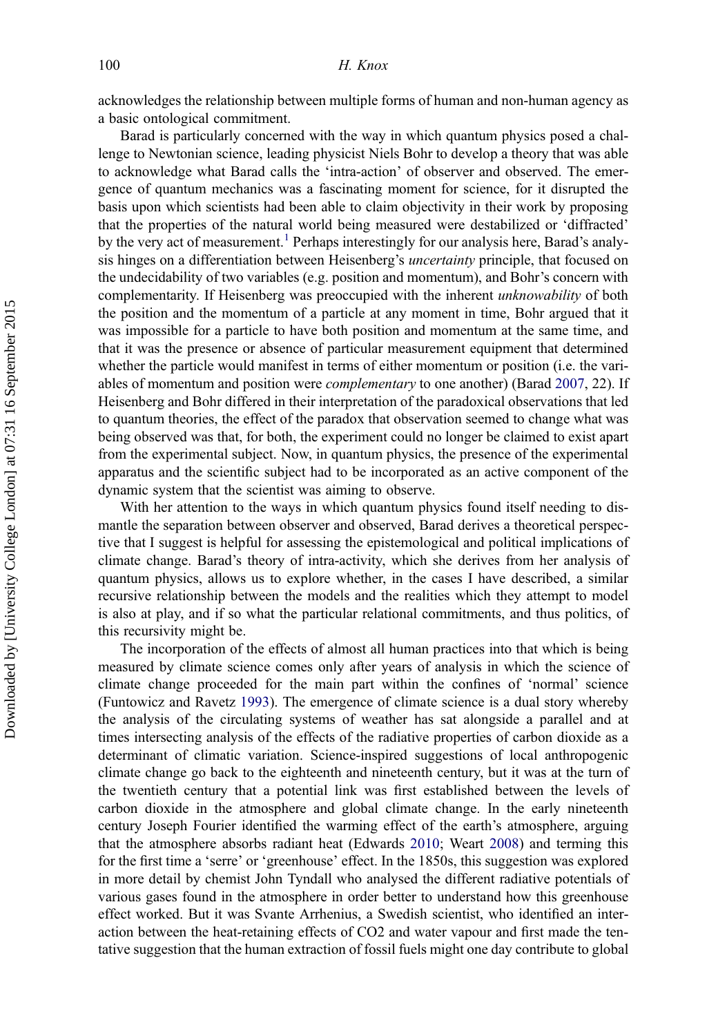acknowledges the relationship between multiple forms of human and non-human agency as a basic ontological commitment.

Barad is particularly concerned with the way in which quantum physics posed a challenge to Newtonian science, leading physicist Niels Bohr to develop a theory that was able to acknowledge what Barad calls the 'intra-action' of observer and observed. The emergence of quantum mechanics was a fascinating moment for science, for it disrupted the basis upon which scientists had been able to claim objectivity in their work by proposing that the properties of the natural world being measured were destabilized or 'diffracted' by the very act of measurement.[1] Perhaps interestingly for our analysis here, Barad's analysis hinges on a differentiation between Heisenberg's *uncertainty* principle, that focused on the undecidability of two variables (e.g. position and momentum), and Bohr's concern with complementarity. If Heisenberg was preoccupied with the inherent *unknowability* of both the position and the momentum of a particle at any moment in time, Bohr argued that it was impossible for a particle to have both position and momentum at the same time, and that it was the presence or absence of particular measurement equipment that determined whether the particle would manifest in terms of either momentum or position (i.e. the variables of momentum and position were *complementary* to one another) (Barad 2007, 22). If Heisenberg and Bohr differed in their interpretation of the paradoxical observations that led to quantum theories, the effect of the paradox that observation seemed to change what was being observed was that, for both, the experiment could no longer be claimed to exist apart from the experimental subject. Now, in quantum physics, the presence of the experimental apparatus and the scientific subject had to be incorporated as an active component of the dynamic system that the scientist was aiming to observe.

With her attention to the ways in which quantum physics found itself needing to dismantle the separation between observer and observed, Barad derives a theoretical perspective that I suggest is helpful for assessing the epistemological and political implications of climate change. Barad's theory of intra-activity, which she derives from her analysis of quantum physics, allows us to explore whether, in the cases I have described, a similar recursive relationship between the models and the realities which they attempt to model is also at play, and if so what the particular relational commitments, and thus politics, of this recursivity might be.

The incorporation of the effects of almost all human practices into that which is being measured by climate science comes only after years of analysis in which the science of climate change proceeded for the main part within the confines of 'normal' science (Funtowicz and Ravetz 1993). The emergence of climate science is a dual story whereby the analysis of the circulating systems of weather has sat alongside a parallel and at times intersecting analysis of the effects of the radiative properties of carbon dioxide as a determinant of climatic variation. Science-inspired suggestions of local anthropogenic climate change go back to the eighteenth and nineteenth century, but it was at the turn of the twentieth century that a potential link was first established between the levels of carbon dioxide in the atmosphere and global climate change. In the early nineteenth century Joseph Fourier identified the warming effect of the earth's atmosphere, arguing that the atmosphere absorbs radiant heat (Edwards 2010; Weart 2008) and terming this for the first time a 'serre' or 'greenhouse' effect. In the 1850s, this suggestion was explored in more detail by chemist John Tyndall who analysed the different radiative potentials of various gases found in the atmosphere in order better to understand how this greenhouse effect worked. But it was Svante Arrhenius, a Swedish scientist, who identified an interaction between the heat-retaining effects of $CO_2$ and water vapour and first made the tentative suggestion that the human extraction of fossil fuels might one day contribute to global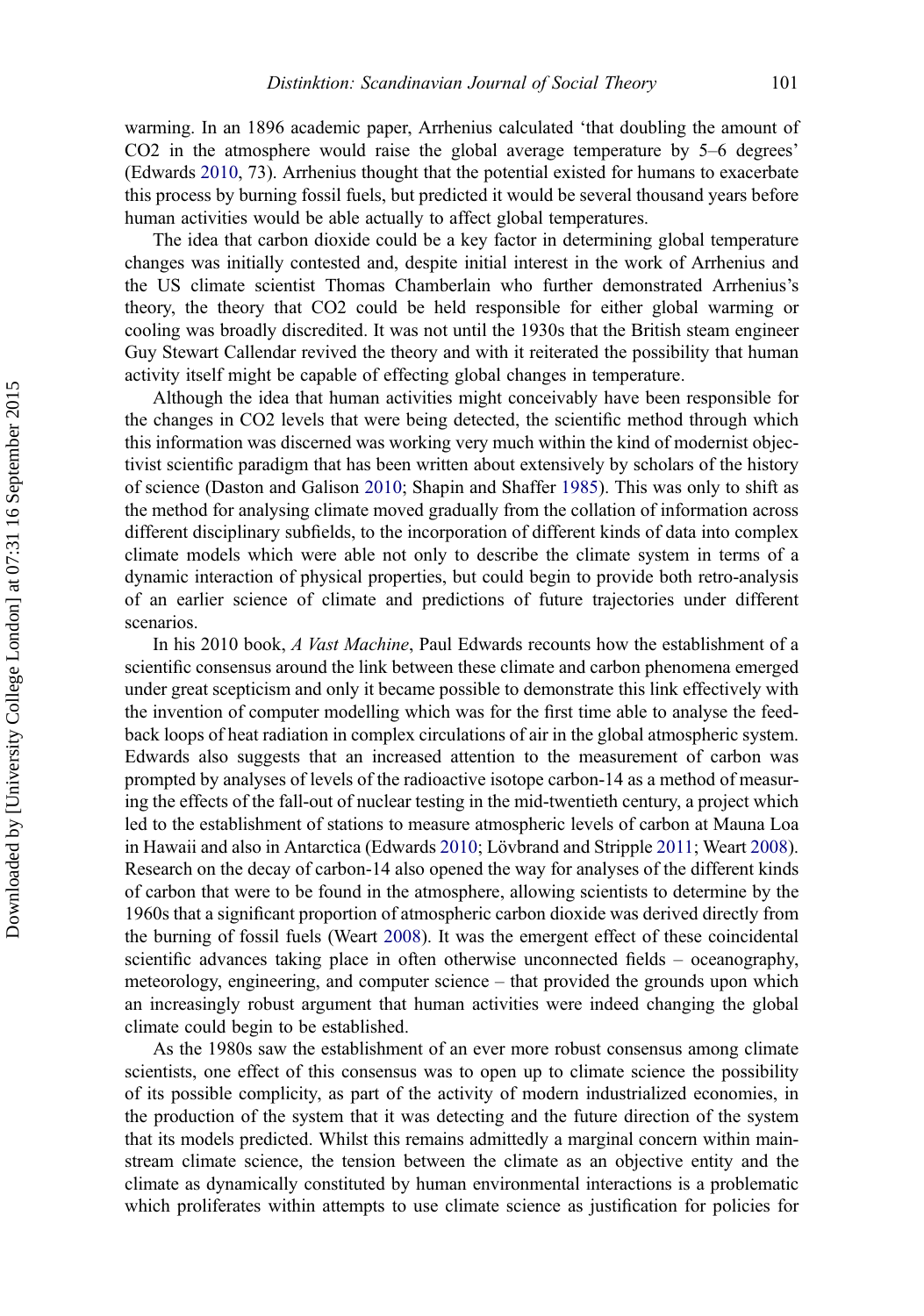warming. In an 1896 academic paper, Arrhenius calculated 'that doubling the amount of $CO_2$ in the atmosphere would raise the global average temperature by 5–6 degrees' (Edwards 2010, 73). Arrhenius thought that the potential existed for humans to exacerbate this process by burning fossil fuels, but predicted it would be several thousand years before human activities would be able actually to affect global temperatures.

The idea that carbon dioxide could be a key factor in determining global temperature changes was initially contested and, despite initial interest in the work of Arrhenius and the US climate scientist Thomas Chamberlain who further demonstrated Arrhenius's theory, the theory that $CO_2$ could be held responsible for either global warming or cooling was broadly discredited. It was not until the 1930s that the British steam engineer Guy Stewart Callendar revived the theory and with it reiterated the possibility that human activity itself might be capable of effecting global changes in temperature.

Although the idea that human activities might conceivably have been responsible for the changes in $CO_2$ levels that were being detected, the scientific method through which this information was discerned was working very much within the kind of modernist objectivist scientific paradigm that has been written about extensively by scholars of the history of science (Daston and Galison 2010; Shapin and Shaffer 1985). This was only to shift as the method for analysing climate moved gradually from the collation of information across different disciplinary subfields, to the incorporation of different kinds of data into complex climate models which were able not only to describe the climate system in terms of a dynamic interaction of physical properties, but could begin to provide both retro-analysis of an earlier science of climate and predictions of future trajectories under different scenarios.

In his 2010 book, *A Vast Machine*, Paul Edwards recounts how the establishment of a scientific consensus around the link between these climate and carbon phenomena emerged under great scepticism and only it became possible to demonstrate this link effectively with the invention of computer modelling which was for the first time able to analyse the feedback loops of heat radiation in complex circulations of air in the global atmospheric system. Edwards also suggests that an increased attention to the measurement of carbon was prompted by analyses of levels of the radioactive isotope carbon-14 as a method of measuring the effects of the fall-out of nuclear testing in the mid-twentieth century, a project which led to the establishment of stations to measure atmospheric levels of carbon at Mauna Loa in Hawaii and also in Antarctica (Edwards 2010; Lövbrand and Stripple 2011; Weart 2008). Research on the decay of carbon-14 also opened the way for analyses of the different kinds of carbon that were to be found in the atmosphere, allowing scientists to determine by the 1960s that a significant proportion of atmospheric carbon dioxide was derived directly from the burning of fossil fuels (Weart 2008). It was the emergent effect of these coincidental scientific advances taking place in often otherwise unconnected fields – oceanography, meteorology, engineering, and computer science – that provided the grounds upon which an increasingly robust argument that human activities were indeed changing the global climate could begin to be established.

As the 1980s saw the establishment of an ever more robust consensus among climate scientists, one effect of this consensus was to open up to climate science the possibility of its possible complicity, as part of the activity of modern industrialized economies, in the production of the system that it was detecting and the future direction of the system that its models predicted. Whilst this remains admittedly a marginal concern within mainstream climate science, the tension between the climate as an objective entity and the climate as dynamically constituted by human environmental interactions is a problematic which proliferates within attempts to use climate science as justification for policies for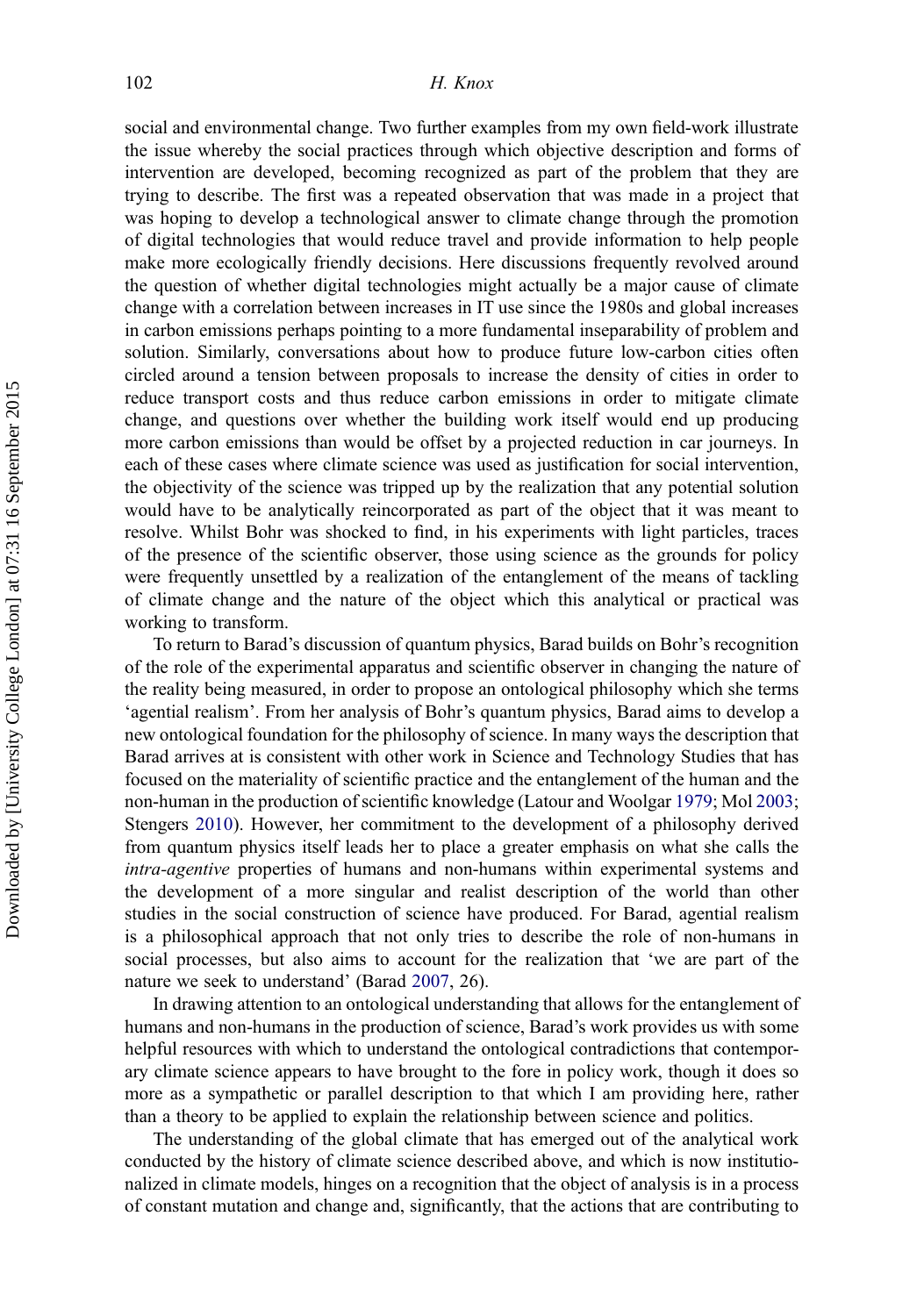social and environmental change. Two further examples from my own field-work illustrate the issue whereby the social practices through which objective description and forms of intervention are developed, becoming recognized as part of the problem that they are trying to describe. The first was a repeated observation that was made in a project that was hoping to develop a technological answer to climate change through the promotion of digital technologies that would reduce travel and provide information to help people make more ecologically friendly decisions. Here discussions frequently revolved around the question of whether digital technologies might actually be a major cause of climate change with a correlation between increases in IT use since the 1980s and global increases in carbon emissions perhaps pointing to a more fundamental inseparability of problem and solution. Similarly, conversations about how to produce future low-carbon cities often circled around a tension between proposals to increase the density of cities in order to reduce transport costs and thus reduce carbon emissions in order to mitigate climate change, and questions over whether the building work itself would end up producing more carbon emissions than would be offset by a projected reduction in car journeys. In each of these cases where climate science was used as justification for social intervention, the objectivity of the science was tripped up by the realization that any potential solution would have to be analytically reincorporated as part of the object that it was meant to resolve. Whilst Bohr was shocked to find, in his experiments with light particles, traces of the presence of the scientific observer, those using science as the grounds for policy were frequently unsettled by a realization of the entanglement of the means of tackling of climate change and the nature of the object which this analytical or practical was working to transform.

To return to Barad's discussion of quantum physics, Barad builds on Bohr's recognition of the role of the experimental apparatus and scientific observer in changing the nature of the reality being measured, in order to propose an ontological philosophy which she terms 'agential realism'. From her analysis of Bohr's quantum physics, Barad aims to develop a new ontological foundation for the philosophy of science. In many ways the description that Barad arrives at is consistent with other work in Science and Technology Studies that has focused on the materiality of scientific practice and the entanglement of the human and the non-human in the production of scientific knowledge (Latour and Woolgar 1979; Mol 2003; Stengers 2010). However, her commitment to the development of a philosophy derived from quantum physics itself leads her to place a greater emphasis on what she calls the *intra-agentive* properties of humans and non-humans within experimental systems and the development of a more singular and realist description of the world than other studies in the social construction of science have produced. For Barad, agential realism is a philosophical approach that not only tries to describe the role of non-humans in social processes, but also aims to account for the realization that 'we are part of the nature we seek to understand' (Barad 2007, 26).

In drawing attention to an ontological understanding that allows for the entanglement of humans and non-humans in the production of science, Barad's work provides us with some helpful resources with which to understand the ontological contradictions that contemporary climate science appears to have brought to the fore in policy work, though it does so more as a sympathetic or parallel description to that which I am providing here, rather than a theory to be applied to explain the relationship between science and politics.

The understanding of the global climate that has emerged out of the analytical work conducted by the history of climate science described above, and which is now institutionalized in climate models, hinges on a recognition that the object of analysis is in a process of constant mutation and change and, significantly, that the actions that are contributing to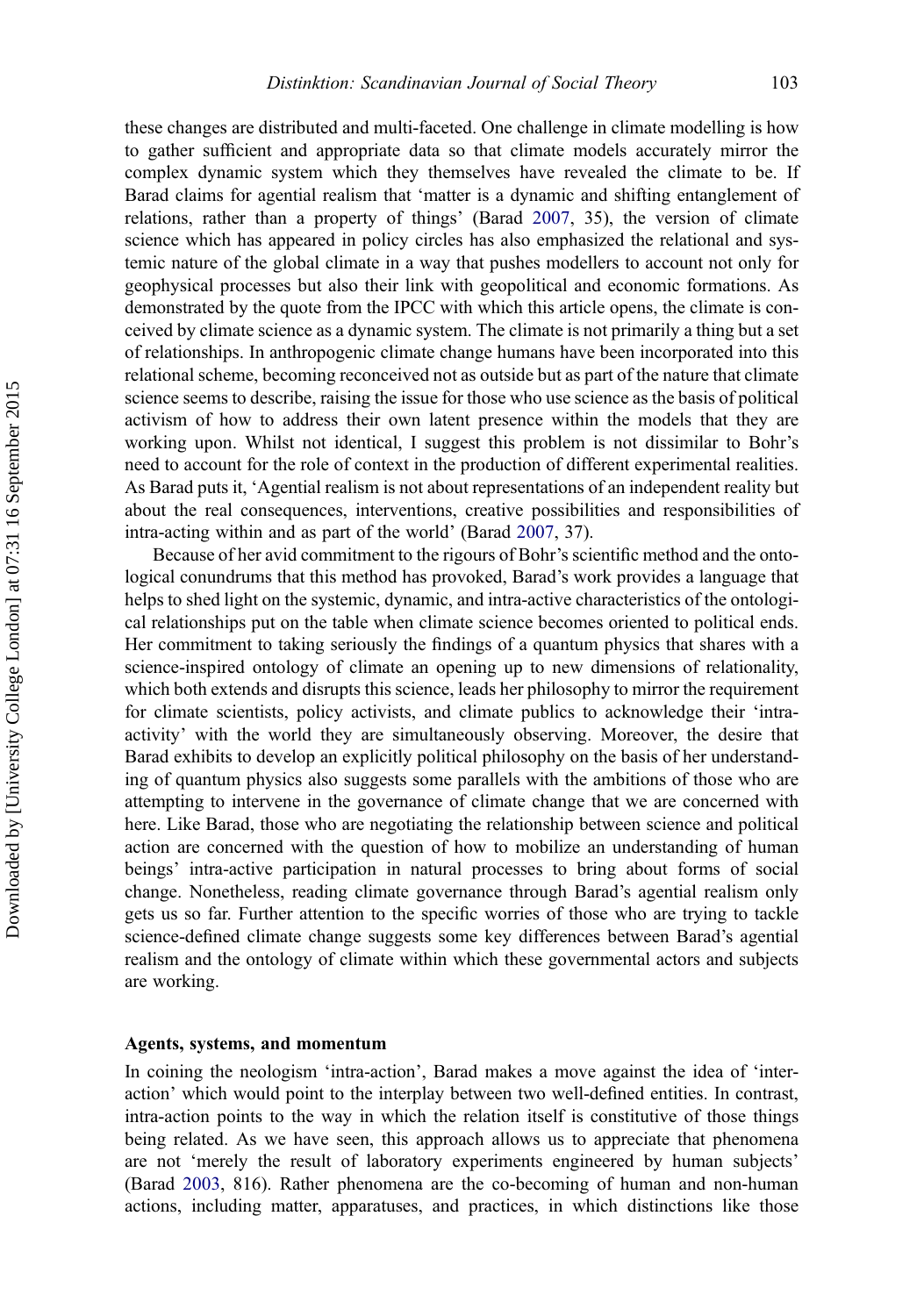these changes are distributed and multi-faceted. One challenge in climate modelling is how to gather sufficient and appropriate data so that climate models accurately mirror the complex dynamic system which they themselves have revealed the climate to be. If Barad claims for agential realism that 'matter is a dynamic and shifting entanglement of relations, rather than a property of things' (Barad 2007, 35), the version of climate science which has appeared in policy circles has also emphasized the relational and systemic nature of the global climate in a way that pushes modellers to account not only for geophysical processes but also their link with geopolitical and economic formations. As demonstrated by the quote from the IPCC with which this article opens, the climate is conceived by climate science as a dynamic system. The climate is not primarily a thing but a set of relationships. In anthropogenic climate change humans have been incorporated into this relational scheme, becoming reconceived not as outside but as part of the nature that climate science seems to describe, raising the issue for those who use science as the basis of political activism of how to address their own latent presence within the models that they are working upon. Whilst not identical, I suggest this problem is not dissimilar to Bohr's need to account for the role of context in the production of different experimental realities. As Barad puts it, 'Agential realism is not about representations of an independent reality but about the real consequences, interventions, creative possibilities and responsibilities of intra-acting within and as part of the world' (Barad 2007, 37).

Because of her avid commitment to the rigours of Bohr's scientific method and the ontological conundrums that this method has provoked, Barad's work provides a language that helps to shed light on the systemic, dynamic, and intra-active characteristics of the ontological relationships put on the table when climate science becomes oriented to political ends. Her commitment to taking seriously the findings of a quantum physics that shares with a science-inspired ontology of climate an opening up to new dimensions of relationality, which both extends and disrupts this science, leads her philosophy to mirror the requirement for climate scientists, policy activists, and climate publics to acknowledge their 'intra-activity' with the world they are simultaneously observing. Moreover, the desire that Barad exhibits to develop an explicitly political philosophy on the basis of her understanding of quantum physics also suggests some parallels with the ambitions of those who are attempting to intervene in the governance of climate change that we are concerned with here. Like Barad, those who are negotiating the relationship between science and political action are concerned with the question of how to mobilize an understanding of human beings' intra-active participation in natural processes to bring about forms of social change. Nonetheless, reading climate governance through Barad's agential realism only gets us so far. Further attention to the specific worries of those who are trying to tackle science-defined climate change suggests some key differences between Barad's agential realism and the ontology of climate within which these governmental actors and subjects are working.

### Agents, systems, and momentum

In coining the neologism 'intra-action', Barad makes a move against the idea of 'interaction' which would point to the interplay between two well-defined entities. In contrast, intra-action points to the way in which the relation itself is constitutive of those things being related. As we have seen, this approach allows us to appreciate that phenomena are not 'merely the result of laboratory experiments engineered by human subjects' (Barad 2003, 816). Rather phenomena are the co-becoming of human and non-human actions, including matter, apparatuses, and practices, in which distinctions like those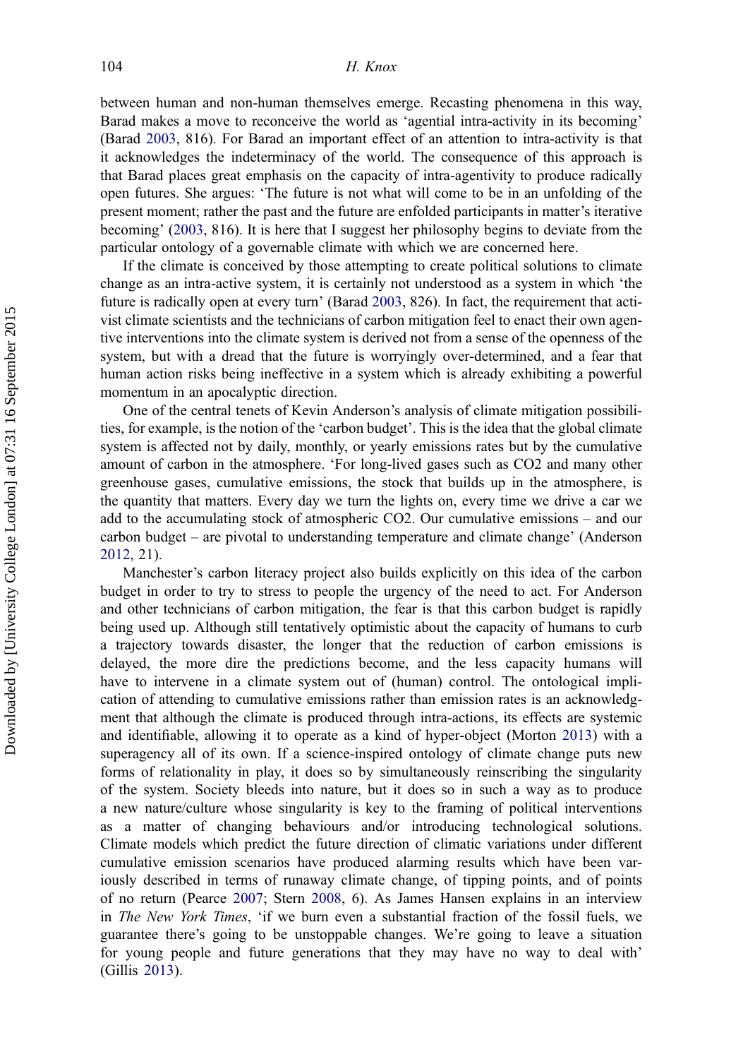between human and non-human themselves emerge. Recasting phenomena in this way, Barad makes a move to reconceive the world as 'agential intra-activity in its becoming' (Barad 2003, 816). For Barad an important effect of an attention to intra-activity is that it acknowledges the indeterminacy of the world. The consequence of this approach is that Barad places great emphasis on the capacity of intra-agentivity to produce radically open futures. She argues: 'The future is not what will come to be in an unfolding of the present moment; rather the past and the future are enfolded participants in matter's iterative becoming' (2003, 816). It is here that I suggest her philosophy begins to deviate from the particular ontology of a governable climate with which we are concerned here.

If the climate is conceived by those attempting to create political solutions to climate change as an intra-active system, it is certainly not understood as a system in which 'the future is radically open at every turn' (Barad 2003, 826). In fact, the requirement that activist climate scientists and the technicians of carbon mitigation feel to enact their own agentive interventions into the climate system is derived not from a sense of the openness of the system, but with a dread that the future is worryingly over-determined, and a fear that human action risks being ineffective in a system which is already exhibiting a powerful momentum in an apocalyptic direction.

One of the central tenets of Kevin Anderson's analysis of climate mitigation possibilities, for example, is the notion of the 'carbon budget'. This is the idea that the global climate system is affected not by daily, monthly, or yearly emissions rates but by the cumulative amount of carbon in the atmosphere. 'For long-lived gases such as CO2 and many other greenhouse gases, cumulative emissions, the stock that builds up in the atmosphere, is the quantity that matters. Every day we turn the lights on, every time we drive a car we add to the accumulating stock of atmospheric CO2. Our cumulative emissions – and our carbon budget – are pivotal to understanding temperature and climate change' (Anderson 2012, 21).

Manchester's carbon literacy project also builds explicitly on this idea of the carbon budget in order to try to stress to people the urgency of the need to act. For Anderson and other technicians of carbon mitigation, the fear is that this carbon budget is rapidly being used up. Although still tentatively optimistic about the capacity of humans to curb a trajectory towards disaster, the longer that the reduction of carbon emissions is delayed, the more dire the predictions become, and the less capacity humans will have to intervene in a climate system out of (human) control. The ontological implication of attending to cumulative emissions rather than emission rates is an acknowledgment that although the climate is produced through intra-actions, its effects are systemic and identifiable, allowing it to operate as a kind of hyper-object (Morton 2013) with a superagency all of its own. If a science-inspired ontology of climate change puts new forms of relationality in play, it does so by simultaneously reinscribing the singularity of the system. Society bleeds into nature, but it does so in such a way as to produce a new nature/culture whose singularity is key to the framing of political interventions as a matter of changing behaviours and/or introducing technological solutions. Climate models which predict the future direction of climatic variations under different cumulative emission scenarios have produced alarming results which have been variously described in terms of runaway climate change, of tipping points, and of points of no return (Pearce 2007; Stern 2008, 6). As James Hansen explains in an interview in *The New York Times*, 'if we burn even a substantial fraction of the fossil fuels, we guarantee there's going to be unstoppable changes. We're going to leave a situation for young people and future generations that they may have no way to deal with' (Gillis 2013).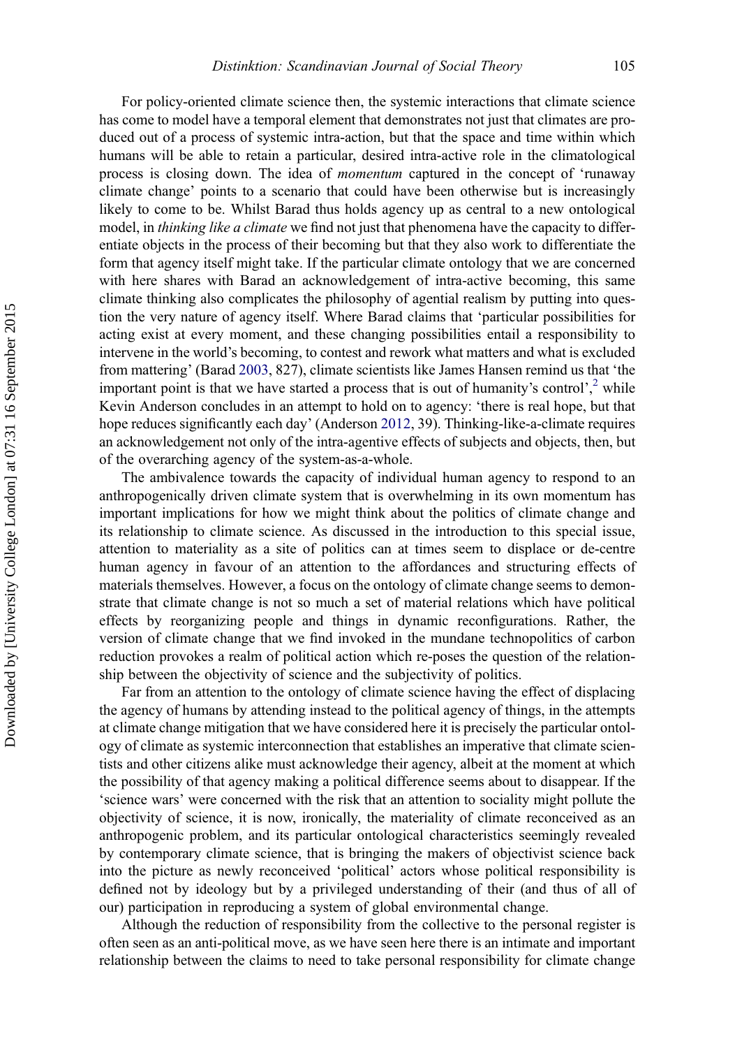For policy-oriented climate science then, the systemic interactions that climate science has come to model have a temporal element that demonstrates not just that climates are produced out of a process of systemic intra-action, but that the space and time within which humans will be able to retain a particular, desired intra-active role in the climatological process is closing down. The idea of *momentum* captured in the concept of 'runaway climate change' points to a scenario that could have been otherwise but is increasingly likely to come to be. Whilst Barad thus holds agency up as central to a new ontological model, in *thinking like a climate* we find not just that phenomena have the capacity to differentiate objects in the process of their becoming but that they also work to differentiate the form that agency itself might take. If the particular climate ontology that we are concerned with here shares with Barad an acknowledgement of intra-active becoming, this same climate thinking also complicates the philosophy of agential realism by putting into question the very nature of agency itself. Where Barad claims that 'particular possibilities for acting exist at every moment, and these changing possibilities entail a responsibility to intervene in the world's becoming, to contest and rework what matters and what is excluded from mattering' (Barad 2003, 827), climate scientists like James Hansen remind us that 'the important point is that we have started a process that is out of humanity's control',[2] while Kevin Anderson concludes in an attempt to hold on to agency: 'there is real hope, but that hope reduces significantly each day' (Anderson 2012, 39). Thinking-like-a-climate requires an acknowledgement not only of the intra-agentive effects of subjects and objects, then, but of the overarching agency of the system-as-a-whole.

The ambivalence towards the capacity of individual human agency to respond to an anthropogenically driven climate system that is overwhelming in its own momentum has important implications for how we might think about the politics of climate change and its relationship to climate science. As discussed in the introduction to this special issue, attention to materiality as a site of politics can at times seem to displace or de-centre human agency in favour of an attention to the affordances and structuring effects of materials themselves. However, a focus on the ontology of climate change seems to demonstrate that climate change is not so much a set of material relations which have political effects by reorganizing people and things in dynamic reconfigurations. Rather, the version of climate change that we find invoked in the mundane technopolitics of carbon reduction provokes a realm of political action which re-poses the question of the relationship between the objectivity of science and the subjectivity of politics.

Far from an attention to the ontology of climate science having the effect of displacing the agency of humans by attending instead to the political agency of things, in the attempts at climate change mitigation that we have considered here it is precisely the particular ontology of climate as systemic interconnection that establishes an imperative that climate scientists and other citizens alike must acknowledge their agency, albeit at the moment at which the possibility of that agency making a political difference seems about to disappear. If the 'science wars' were concerned with the risk that an attention to sociality might pollute the objectivity of science, it is now, ironically, the materiality of climate reconceived as an anthropogenic problem, and its particular ontological characteristics seemingly revealed by contemporary climate science, that is bringing the makers of objectivist science back into the picture as newly reconceived 'political' actors whose political responsibility is defined not by ideology but by a privileged understanding of their (and thus of all of our) participation in reproducing a system of global environmental change.

Although the reduction of responsibility from the collective to the personal register is often seen as an anti-political move, as we have seen here there is an intimate and important relationship between the claims to need to take personal responsibility for climate change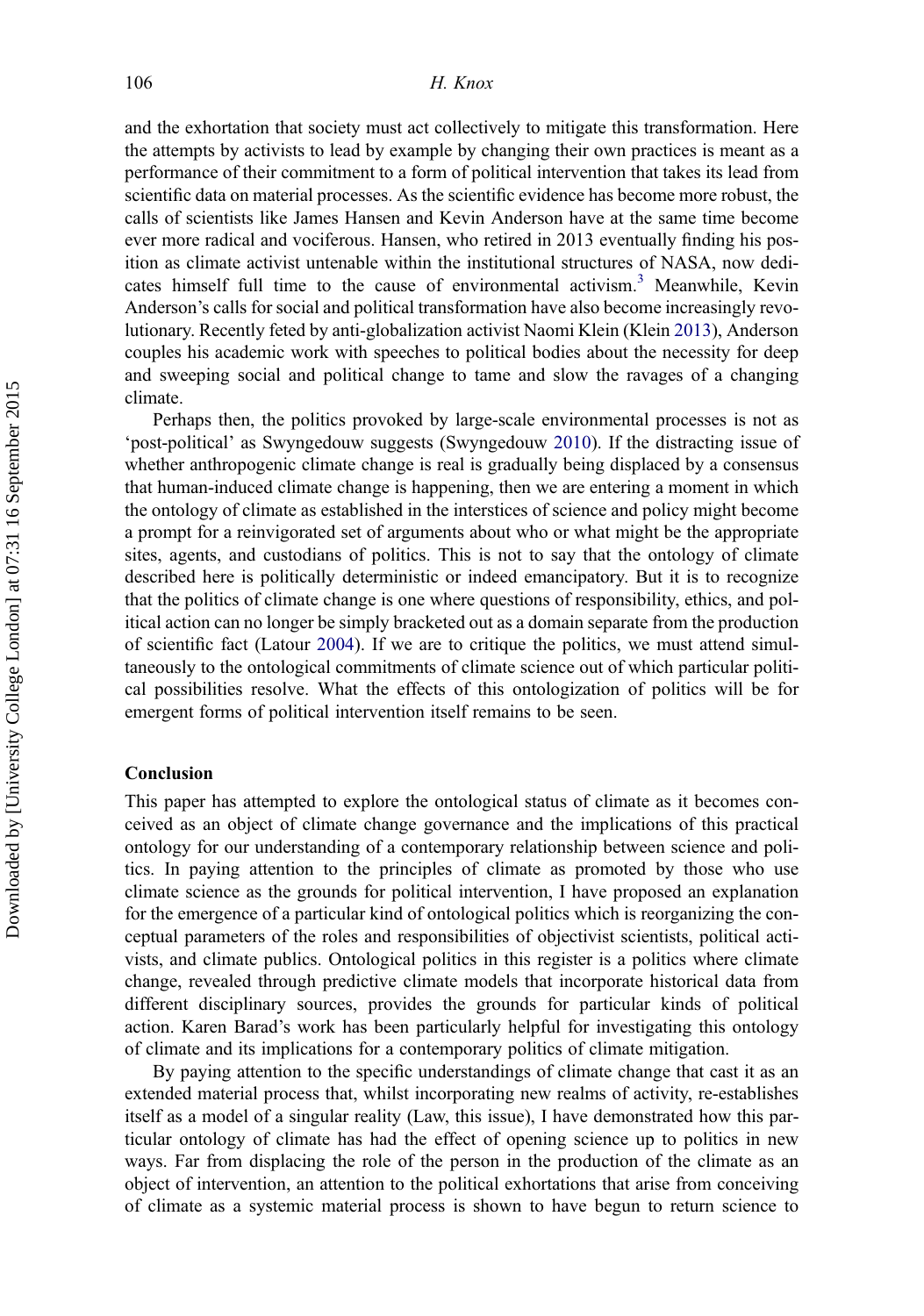and the exhortation that society must act collectively to mitigate this transformation. Here the attempts by activists to lead by example by changing their own practices is meant as a performance of their commitment to a form of political intervention that takes its lead from scientific data on material processes. As the scientific evidence has become more robust, the calls of scientists like James Hansen and Kevin Anderson have at the same time become ever more radical and vociferous. Hansen, who retired in 2013 eventually finding his position as climate activist untenable within the institutional structures of NASA, now dedicates himself full time to the cause of environmental activism.[3] Meanwhile, Kevin Anderson's calls for social and political transformation have also become increasingly revolutionary. Recently feted by anti-globalization activist Naomi Klein (Klein 2013), Anderson couples his academic work with speeches to political bodies about the necessity for deep and sweeping social and political change to tame and slow the ravages of a changing climate.

Perhaps then, the politics provoked by large-scale environmental processes is not as 'post-political' as Swyngedouw suggests (Swyngedouw 2010). If the distracting issue of whether anthropogenic climate change is real is gradually being displaced by a consensus that human-induced climate change is happening, then we are entering a moment in which the ontology of climate as established in the interstices of science and policy might become a prompt for a reinvigorated set of arguments about who or what might be the appropriate sites, agents, and custodians of politics. This is not to say that the ontology of climate described here is politically deterministic or indeed emancipatory. But it is to recognize that the politics of climate change is one where questions of responsibility, ethics, and political action can no longer be simply bracketed out as a domain separate from the production of scientific fact (Latour 2004). If we are to critique the politics, we must attend simultaneously to the ontological commitments of climate science out of which particular political possibilities resolve. What the effects of this ontologization of politics will be for emergent forms of political intervention itself remains to be seen.

## Conclusion

This paper has attempted to explore the ontological status of climate as it becomes conceived as an object of climate change governance and the implications of this practical ontology for our understanding of a contemporary relationship between science and politics. In paying attention to the principles of climate as promoted by those who use climate science as the grounds for political intervention, I have proposed an explanation for the emergence of a particular kind of ontological politics which is reorganizing the conceptual parameters of the roles and responsibilities of objectivist scientists, political activists, and climate publics. Ontological politics in this register is a politics where climate change, revealed through predictive climate models that incorporate historical data from different disciplinary sources, provides the grounds for particular kinds of political action. Karen Barad's work has been particularly helpful for investigating this ontology of climate and its implications for a contemporary politics of climate mitigation.

By paying attention to the specific understandings of climate change that cast it as an extended material process that, whilst incorporating new realms of activity, re-establishes itself as a model of a singular reality (Law, this issue), I have demonstrated how this particular ontology of climate has had the effect of opening science up to politics in new ways. Far from displacing the role of the person in the production of the climate as an object of intervention, an attention to the political exhortations that arise from conceiving of climate as a systemic material process is shown to have begun to return science to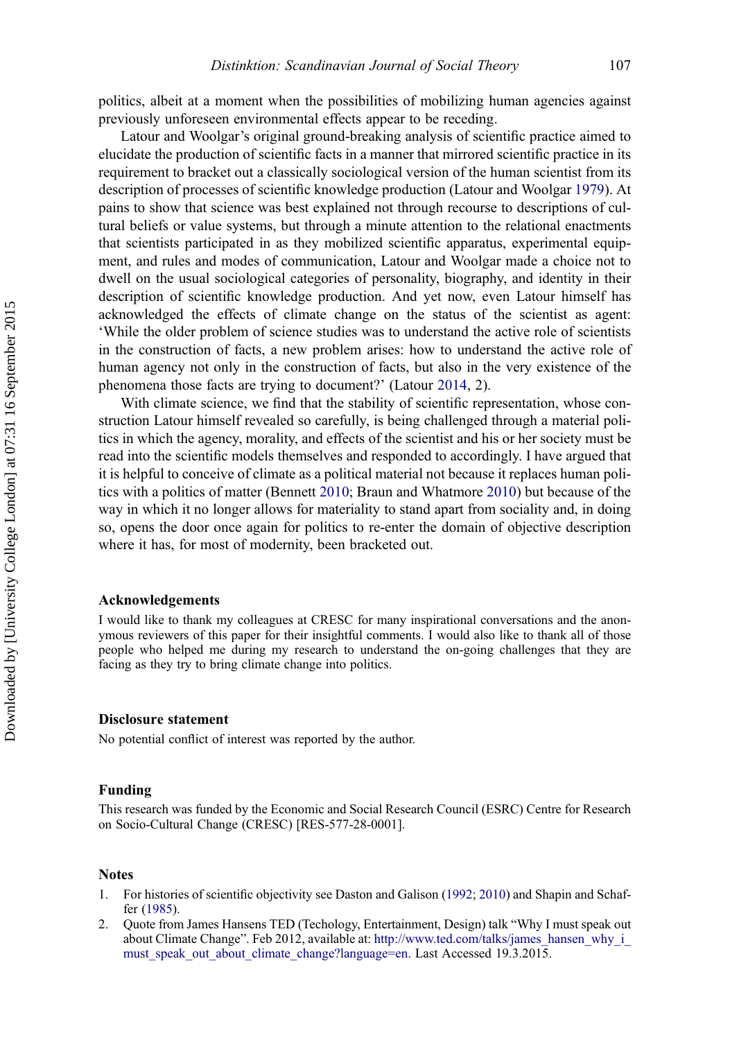politics, albeit at a moment when the possibilities of mobilizing human agencies against previously unforeseen environmental effects appear to be receding.

Latour and Woolgar's original ground-breaking analysis of scientific practice aimed to elucidate the production of scientific facts in a manner that mirrored scientific practice in its requirement to bracket out a classically sociological version of the human scientist from its description of processes of scientific knowledge production (Latour and Woolgar 1979). At pains to show that science was best explained not through recourse to descriptions of cultural beliefs or value systems, but through a minute attention to the relational enactments that scientists participated in as they mobilized scientific apparatus, experimental equipment, and rules and modes of communication, Latour and Woolgar made a choice not to dwell on the usual sociological categories of personality, biography, and identity in their description of scientific knowledge production. And yet now, even Latour himself has acknowledged the effects of climate change on the status of the scientist as agent: 'While the older problem of science studies was to understand the active role of scientists in the construction of facts, a new problem arises: how to understand the active role of human agency not only in the construction of facts, but also in the very existence of the phenomena those facts are trying to document?' (Latour 2014, 2).

With climate science, we find that the stability of scientific representation, whose construction Latour himself revealed so carefully, is being challenged through a material politics in which the agency, morality, and effects of the scientist and his or her society must be read into the scientific models themselves and responded to accordingly. I have argued that it is helpful to conceive of climate as a political material not because it replaces human politics with a politics of matter (Bennett 2010; Braun and Whatmore 2010) but because of the way in which it no longer allows for materiality to stand apart from sociality and, in doing so, opens the door once again for politics to re-enter the domain of objective description where it has, for most of modernity, been bracketed out.

## Acknowledgements

I would like to thank my colleagues at CRESC for many inspirational conversations and the anonymous reviewers of this paper for their insightful comments. I would also like to thank all of those people who helped me during my research to understand the on-going challenges that they are facing as they try to bring climate change into politics.

## Disclosure statement

No potential conflict of interest was reported by the author.

## Funding

This research was funded by the Economic and Social Research Council (ESRC) Centre for Research on Socio-Cultural Change (CRESC) [RES-577-28-0001].

## Notes

1. For histories of scientific objectivity see Daston and Galison (1992; 2010) and Shapin and Schaffer (1985).
2. Quote from James Hansens TED (Techology, Entertainment, Design) talk "Why I must speak out about Climate Change". Feb 2012, available at: http://www.ted.com/talks/james_hansen_why_i_must_speak_out_about_climate_change?language=en. Last Accessed 19.3.2015.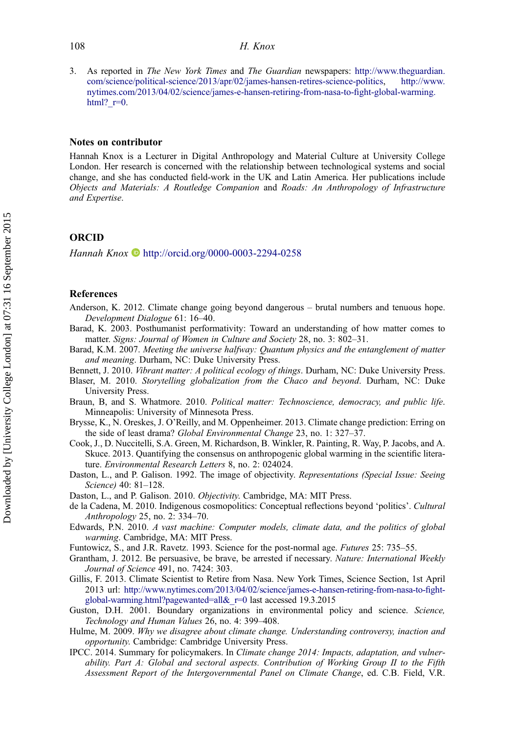3. As reported in *The New York Times* and *The Guardian* newspapers: http://www.theguardian.com/science/political-science/2013/apr/02/james-hansen-retires-science-politics, http://www.nytimes.com/2013/04/02/science/james-e-hansen-retiring-from-nasa-to-fight-global-warming.html?_r=0.

## Notes on contributor

Hannah Knox is a Lecturer in Digital Anthropology and Material Culture at University College London. Her research is concerned with the relationship between technological systems and social change, and she has conducted field-work in the UK and Latin America. Her publications include *Objects and Materials: A Routledge Companion* and *Roads: An Anthropology of Infrastructure and Expertise*.

## ORCID

*Hannah Knox* http://orcid.org/0000-0003-2294-0258

## References

Anderson, K. 2012. Climate change going beyond dangerous – brutal numbers and tenuous hope. *Development Dialogue* 61: 16–40.

Barad, K. 2003. Posthumanist performativity: Toward an understanding of how matter comes to matter. *Signs: Journal of Women in Culture and Society* 28, no. 3: 802–31.

Barad, K.M. 2007. *Meeting the universe halfway: Quantum physics and the entanglement of matter and meaning*. Durham, NC: Duke University Press.

Bennett, J. 2010. *Vibrant matter: A political ecology of things*. Durham, NC: Duke University Press.

Blaser, M. 2010. *Storytelling globalization from the Chaco and beyond*. Durham, NC: Duke University Press.

Braun, B, and S. Whatmore. 2010. *Political matter: Technoscience, democracy, and public life*. Minneapolis: University of Minnesota Press.

Brysse, K., N. Oreskes, J. O'Reilly, and M. Oppenheimer. 2013. Climate change prediction: Erring on the side of least drama? *Global Environmental Change* 23, no. 1: 327–37.

Cook, J., D. Nuccitelli, S.A. Green, M. Richardson, B. Winkler, R. Painting, R. Way, P. Jacobs, and A. Skuce. 2013. Quantifying the consensus on anthropogenic global warming in the scientific literature. *Environmental Research Letters* 8, no. 2: 024024.

Daston, L., and P. Galison. 1992. The image of objectivity. *Representations (Special Issue: Seeing Science)* 40: 81–128.

Daston, L., and P. Galison. 2010. *Objectivity*. Cambridge, MA: MIT Press.

de la Cadena, M. 2010. Indigenous cosmopolitics: Conceptual reflections beyond 'politics'. *Cultural Anthropology* 25, no. 2: 334–70.

Edwards, P.N. 2010. *A vast machine: Computer models, climate data, and the politics of global warming*. Cambridge, MA: MIT Press.

Funtowicz, S., and J.R. Ravetz. 1993. Science for the post-normal age. *Futures* 25: 735–55.

Grantham, J. 2012. Be persuasive, be brave, be arrested if necessary. *Nature: International Weekly Journal of Science* 491, no. 7424: 303.

Gillis, F. 2013. Climate Scientist to Retire from Nasa. New York Times, Science Section, 1st April 2013 url: http://www.nytimes.com/2013/04/02/science/james-e-hansen-retiring-from-nasa-to-fight-global-warming.html?pagewanted=all&_r=0 last accessed 19.3.2015

Guston, D.H. 2001. Boundary organizations in environmental policy and science. *Science, Technology and Human Values* 26, no. 4: 399–408.

Hulme, M. 2009. *Why we disagree about climate change. Understanding controversy, inaction and opportunity.* Cambridge: Cambridge University Press.

IPCC. 2014. Summary for policymakers. In *Climate change 2014: Impacts, adaptation, and vulnerability. Part A: Global and sectoral aspects. Contribution of Working Group II to the Fifth Assessment Report of the Intergovernmental Panel on Climate Change*, ed. C.B. Field, V.R.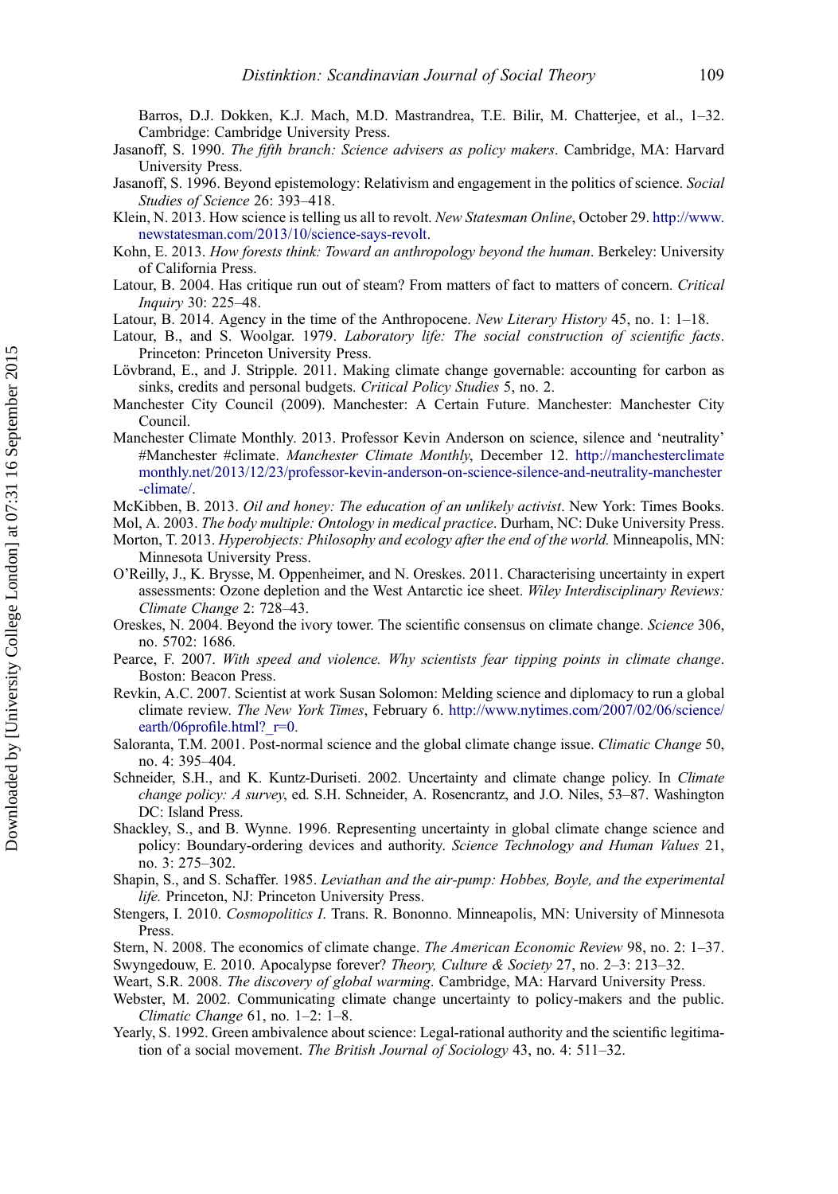Barros, D.J. Dokken, K.J. Mach, M.D. Mastrandrea, T.E. Bilir, M. Chatterjee, et al., 1–32. Cambridge: Cambridge University Press.

Jasanoff, S. 1990. *The fifth branch: Science advisers as policy makers*. Cambridge, MA: Harvard University Press.

Jasanoff, S. 1996. Beyond epistemology: Relativism and engagement in the politics of science. *Social Studies of Science* 26: 393–418.

Klein, N. 2013. How science is telling us all to revolt. *New Statesman Online*, October 29. http://www.newstatesman.com/2013/10/science-says-revolt.

Kohn, E. 2013. *How forests think: Toward an anthropology beyond the human*. Berkeley: University of California Press.

Latour, B. 2004. Has critique run out of steam? From matters of fact to matters of concern. *Critical Inquiry* 30: 225–48.

Latour, B. 2014. Agency in the time of the Anthropocene. *New Literary History* 45, no. 1: 1–18.

Latour, B., and S. Woolgar. 1979. *Laboratory life: The social construction of scientific facts*. Princeton: Princeton University Press.

Lövbrand, E., and J. Stripple. 2011. Making climate change governable: accounting for carbon as sinks, credits and personal budgets. *Critical Policy Studies* 5, no. 2.

Manchester City Council (2009). Manchester: A Certain Future. Manchester: Manchester City Council.

Manchester Climate Monthly. 2013. Professor Kevin Anderson on science, silence and 'neutrality' #Manchester #climate. *Manchester Climate Monthly*, December 12. http://manchesterclimatemonthly.net/2013/12/23/professor-kevin-anderson-on-science-silence-and-neutrality-manchester-climate/.

McKibben, B. 2013. *Oil and honey: The education of an unlikely activist*. New York: Times Books.

Mol, A. 2003. *The body multiple: Ontology in medical practice*. Durham, NC: Duke University Press.

Morton, T. 2013. *Hyperobjects: Philosophy and ecology after the end of the world.* Minneapolis, MN: Minnesota University Press.

O'Reilly, J., K. Brysse, M. Oppenheimer, and N. Oreskes. 2011. Characterising uncertainty in expert assessments: Ozone depletion and the West Antarctic ice sheet. *Wiley Interdisciplinary Reviews: Climate Change* 2: 728–43.

Oreskes, N. 2004. Beyond the ivory tower. The scientific consensus on climate change. *Science* 306, no. 5702: 1686.

Pearce, F. 2007. *With speed and violence. Why scientists fear tipping points in climate change*. Boston: Beacon Press.

Revkin, A.C. 2007. Scientist at work Susan Solomon: Melding science and diplomacy to run a global climate review. *The New York Times*, February 6. http://www.nytimes.com/2007/02/06/science/earth/06profile.html?_r=0.

Saloranta, T.M. 2001. Post-normal science and the global climate change issue. *Climatic Change* 50, no. 4: 395–404.

Schneider, S.H., and K. Kuntz-Duriseti. 2002. Uncertainty and climate change policy. In *Climate change policy: A survey*, ed. S.H. Schneider, A. Rosencrantz, and J.O. Niles, 53–87. Washington DC: Island Press.

Shackley, S., and B. Wynne. 1996. Representing uncertainty in global climate change science and policy: Boundary-ordering devices and authority. *Science Technology and Human Values* 21, no. 3: 275–302.

Shapin, S., and S. Schaffer. 1985. *Leviathan and the air-pump: Hobbes, Boyle, and the experimental life.* Princeton, NJ: Princeton University Press.

Stengers, I. 2010. *Cosmopolitics I*. Trans. R. Bononno. Minneapolis, MN: University of Minnesota Press.

Stern, N. 2008. The economics of climate change. *The American Economic Review* 98, no. 2: 1–37.

Swyngedouw, E. 2010. Apocalypse forever? *Theory, Culture & Society* 27, no. 2–3: 213–32.

Weart, S.R. 2008. *The discovery of global warming*. Cambridge, MA: Harvard University Press.

Webster, M. 2002. Communicating climate change uncertainty to policy-makers and the public. *Climatic Change* 61, no. 1–2: 1–8.

Yearly, S. 1992. Green ambivalence about science: Legal-rational authority and the scientific legitimation of a social movement. *The British Journal of Sociology* 43, no. 4: 511–32.